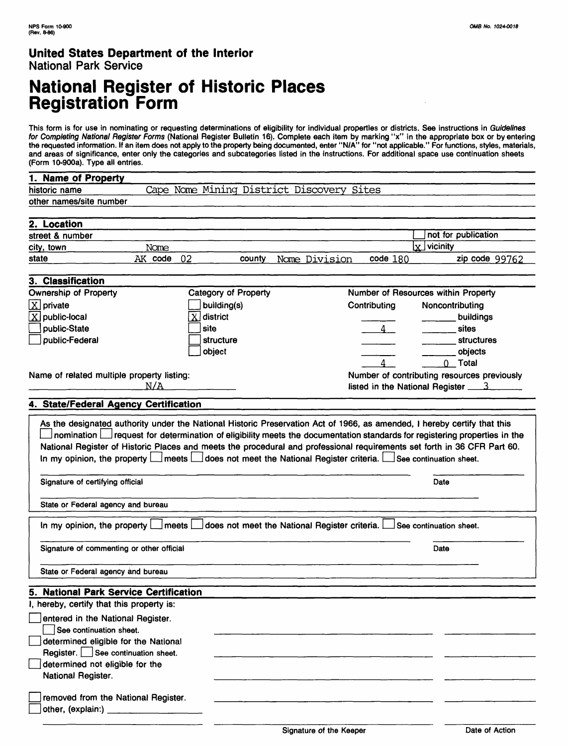NPS Form 10-900
(Rev. 8-86)

OMB No. 1024-0018

**United States Department of the Interior**
National Park Service

# National Register of Historic Places Registration Form

This form is for use in nominating or requesting determinations of eligibility for individual properties or districts. See instructions in *Guidelines for Completing National Register Forms* (National Register Bulletin 16). Complete each item by marking "x" in the appropriate box or by entering the requested information. If an item does not apply to the property being documented, enter "N/A" for "not applicable." For functions, styles, materials, and areas of significance, enter only the categories and subcategories listed in the instructions. For additional space use continuation sheets (Form 10-900a). Type all entries.

## 1. Name of Property

historic name: Cape Nome Mining District Discovery Sites

other names/site number:

## 2. Location

street & number: [ ] not for publication

city, town: Nome [x] vicinity

state: AK code 02 county: Nome Division code 180 zip code 99762

## 3. Classification

**Ownership of Property**
- [X] private
- [X] public-local
- [ ] public-State
- [ ] public-Federal

**Category of Property**
- [ ] building(s)
- [X] district
- [ ] site
- [ ] structure
- [ ] object

**Number of Resources within Property**

| Contributing | Noncontributing | |
|---|---|---|
| | | buildings |
| 4 | | sites |
| | | structures |
| | | objects |
| 4 | 0 | Total |

Name of related multiple property listing: N/A

Number of contributing resources previously listed in the National Register 3

## 4. State/Federal Agency Certification

As the designated authority under the National Historic Preservation Act of 1966, as amended, I hereby certify that this [ ] nomination [ ] request for determination of eligibility meets the documentation standards for registering properties in the National Register of Historic Places and meets the procedural and professional requirements set forth in 36 CFR Part 60. In my opinion, the property [ ] meets [ ] does not meet the National Register criteria. [ ] See continuation sheet.

Signature of certifying official — Date

State or Federal agency and bureau

In my opinion, the property [ ] meets [ ] does not meet the National Register criteria. [ ] See continuation sheet.

Signature of commenting or other official — Date

State or Federal agency and bureau

## 5. National Park Service Certification

I, hereby, certify that this property is:

- [ ] entered in the National Register. [ ] See continuation sheet.
- [ ] determined eligible for the National Register. [ ] See continuation sheet.
- [ ] determined not eligible for the National Register.
- [ ] removed from the National Register.
- [ ] other, (explain:)

Signature of the Keeper — Date of Action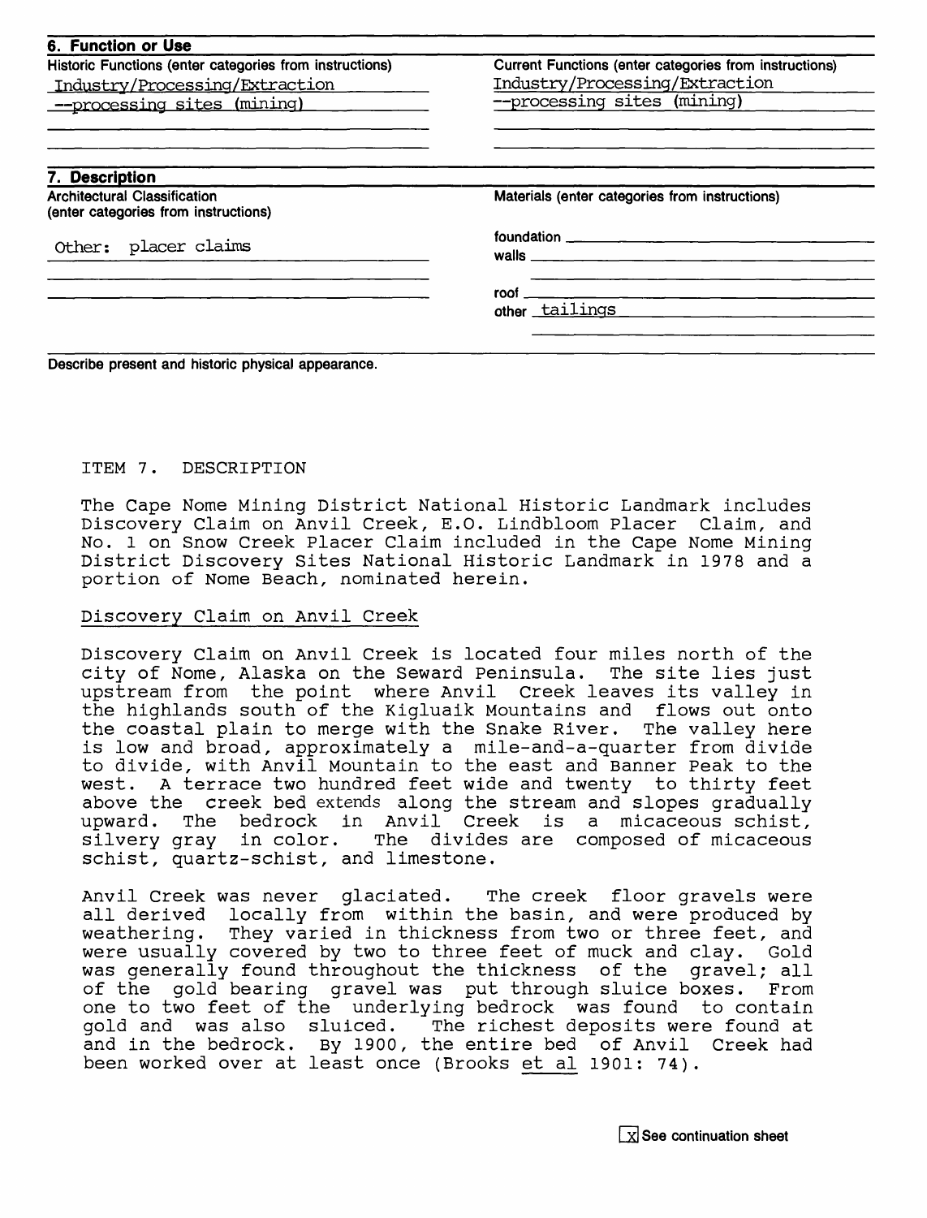## 6. Function or Use

| Historic Functions (enter categories from instructions) | Current Functions (enter categories from instructions) |
|---|---|
| Industry/Processing/Extraction | Industry/Processing/Extraction |
| --processing sites (mining) | --processing sites (mining) |

## 7. Description

| Architectural Classification (enter categories from instructions) | Materials (enter categories from instructions) |
|---|---|
| Other: placer claims | foundation |
| | walls |
| | roof |
| | other tailings |

Describe present and historic physical appearance.

ITEM 7. DESCRIPTION

The Cape Nome Mining District National Historic Landmark includes Discovery Claim on Anvil Creek, E.O. Lindbloom Placer Claim, and No. 1 on Snow Creek Placer Claim included in the Cape Nome Mining District Discovery Sites National Historic Landmark in 1978 and a portion of Nome Beach, nominated herein.

Discovery Claim on Anvil Creek

Discovery Claim on Anvil Creek is located four miles north of the city of Nome, Alaska on the Seward Peninsula. The site lies just upstream from the point where Anvil Creek leaves its valley in the highlands south of the Kigluaik Mountains and flows out onto the coastal plain to merge with the Snake River. The valley here is low and broad, approximately a mile-and-a-quarter from divide to divide, with Anvil Mountain to the east and Banner Peak to the west. A terrace two hundred feet wide and twenty to thirty feet above the creek bed extends along the stream and slopes gradually upward. The bedrock in Anvil Creek is a micaceous schist, silvery gray in color. The divides are composed of micaceous schist, quartz-schist, and limestone.

Anvil Creek was never glaciated. The creek floor gravels were all derived locally from within the basin, and were produced by weathering. They varied in thickness from two or three feet, and were usually covered by two to three feet of muck and clay. Gold was generally found throughout the thickness of the gravel; all of the gold bearing gravel was put through sluice boxes. From one to two feet of the underlying bedrock was found to contain gold and was also sluiced. The richest deposits were found at and in the bedrock. By 1900, the entire bed of Anvil Creek had been worked over at least once (Brooks et al 1901: 74).

[X] See continuation sheet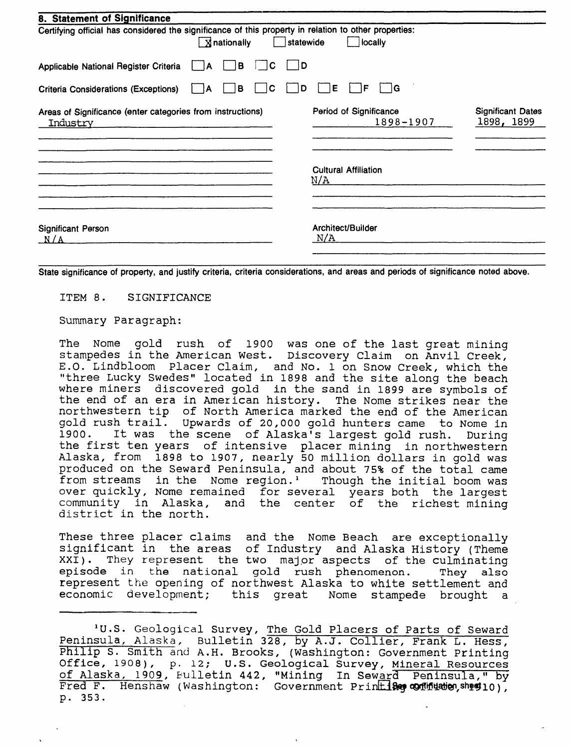## 8. Statement of Significance

Certifying official has considered the significance of this property in relation to other properties:

[X] nationally [ ] statewide [ ] locally

Applicable National Register Criteria [ ] A [ ] B [ ] C [ ] D

Criteria Considerations (Exceptions) [ ] A [ ] B [ ] C [ ] D [ ] E [ ] F [ ] G

| Areas of Significance (enter categories from instructions) | Period of Significance | Significant Dates |
|---|---|---|
| Industry | 1898-1907 | 1898, 1899 |

Cultural Affiliation
N/A

Significant Person
N/A

Architect/Builder
N/A

State significance of property, and justify criteria, criteria considerations, and areas and periods of significance noted above.

ITEM 8. SIGNIFICANCE

Summary Paragraph:

The Nome gold rush of 1900 was one of the last great mining stampedes in the American West. Discovery Claim on Anvil Creek, E.O. Lindbloom Placer Claim, and No. 1 on Snow Creek, which the "three Lucky Swedes" located in 1898 and the site along the beach where miners discovered gold in the sand in 1899 are symbols of the end of an era in American history. The Nome strikes near the northwestern tip of North America marked the end of the American gold rush trail. Upwards of 20,000 gold hunters came to Nome in 1900. It was the scene of Alaska's largest gold rush. During the first ten years of intensive placer mining in northwestern Alaska, from 1898 to 1907, nearly 50 million dollars in gold was produced on the Seward Peninsula, and about 75% of the total came from streams in the Nome region.[1] Though the initial boom was over quickly, Nome remained for several years both the largest community in Alaska, and the center of the richest mining district in the north.

These three placer claims and the Nome Beach are exceptionally significant in the areas of Industry and Alaska History (Theme XXI). They represent the two major aspects of the culminating episode in the national gold rush phenomenon. They also represent the opening of northwest Alaska to white settlement and economic development; this great Nome stampede brought a

---

[1] U.S. Geological Survey, The Gold Placers of Parts of Seward Peninsula, Alaska, Bulletin 328, by A.J. Collier, Frank L. Hess, Philip S. Smith and A.H. Brooks, (Washington: Government Printing Office, 1908), p. 12; U.S. Geological Survey, Mineral Resources of Alaska, 1909, Bulletin 442, "Mining In Seward Peninsula," by Fred F. Henshaw (Washington: Government Printing Office, 1910), p. 353.

[ ] See continuation sheet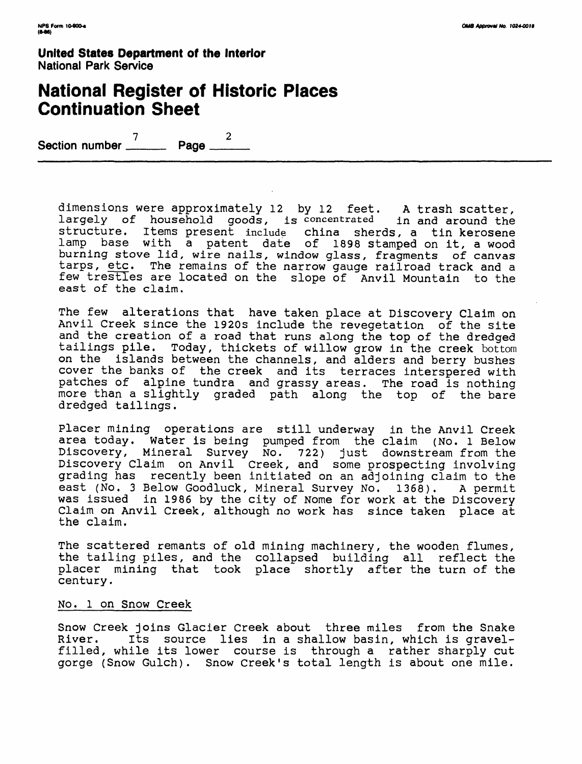**United States Department of the Interior**
National Park Service

# National Register of Historic Places Continuation Sheet

Section number 7 Page 2

dimensions were approximately 12 by 12 feet. A trash scatter, largely of household goods, is concentrated in and around the structure. Items present include china sherds, a tin kerosene lamp base with a patent date of 1898 stamped on it, a wood burning stove lid, wire nails, window glass, fragments of canvas tarps, etc. The remains of the narrow gauge railroad track and a few trestles are located on the slope of Anvil Mountain to the east of the claim.

The few alterations that have taken place at Discovery Claim on Anvil Creek since the 1920s include the revegetation of the site and the creation of a road that runs along the top of the dredged tailings pile. Today, thickets of willow grow in the creek bottom on the islands between the channels, and alders and berry bushes cover the banks of the creek and its terraces interspered with patches of alpine tundra and grassy areas. The road is nothing more than a slightly graded path along the top of the bare dredged tailings.

Placer mining operations are still underway in the Anvil Creek area today. Water is being pumped from the claim (No. 1 Below Discovery, Mineral Survey No. 722) just downstream from the Discovery Claim on Anvil Creek, and some prospecting involving grading has recently been initiated on an adjoining claim to the east (No. 3 Below Goodluck, Mineral Survey No. 1368). A permit was issued in 1986 by the city of Nome for work at the Discovery Claim on Anvil Creek, although no work has since taken place at the claim.

The scattered remants of old mining machinery, the wooden flumes, the tailing piles, and the collapsed building all reflect the placer mining that took place shortly after the turn of the century.

No. 1 on Snow Creek

Snow Creek joins Glacier Creek about three miles from the Snake River. Its source lies in a shallow basin, which is gravel-filled, while its lower course is through a rather sharply cut gorge (Snow Gulch). Snow Creek's total length is about one mile.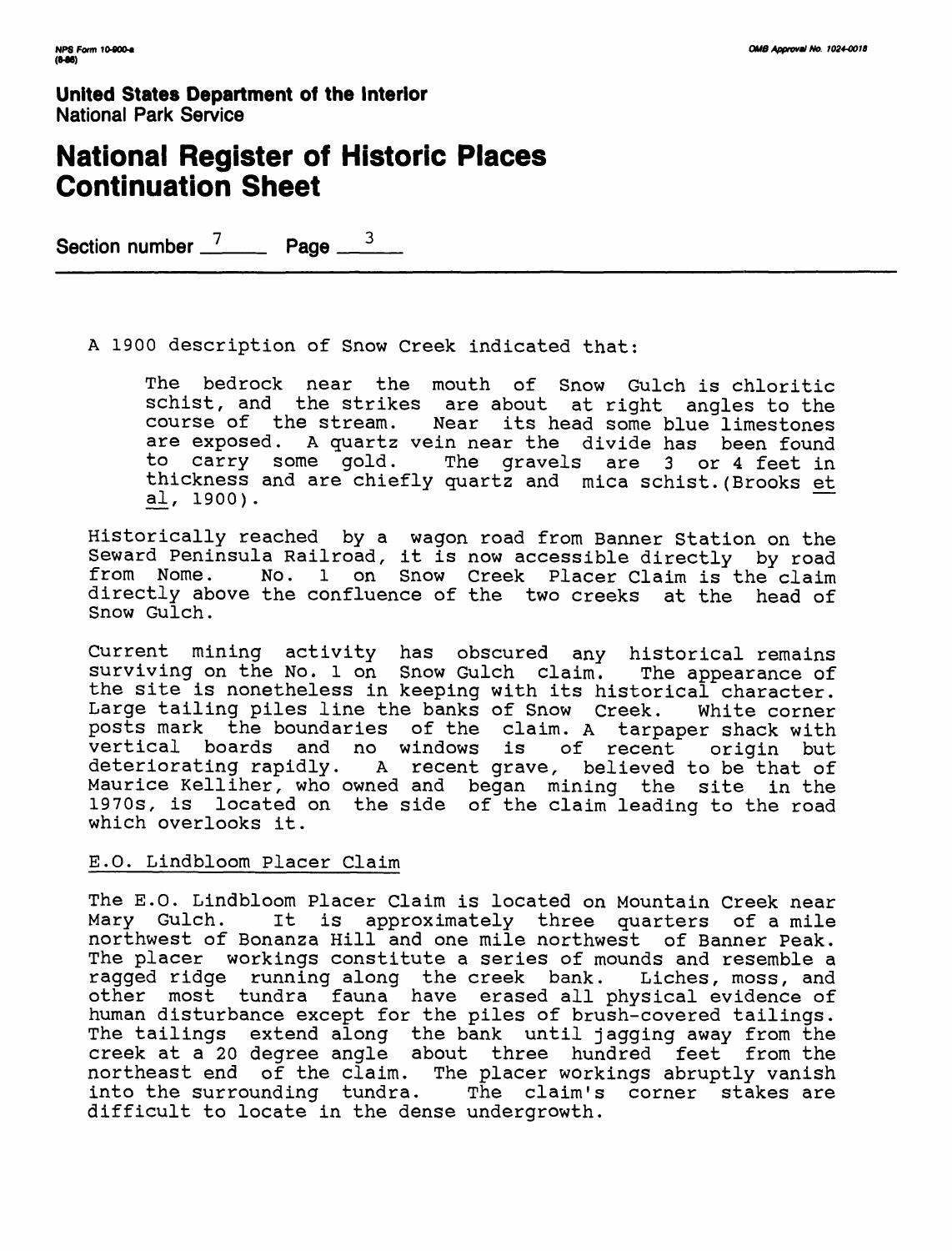**United States Department of the Interior**
National Park Service

# National Register of Historic Places Continuation Sheet

Section number 7 Page 3

A 1900 description of Snow Creek indicated that:

> The bedrock near the mouth of Snow Gulch is chloritic schist, and the strikes are about at right angles to the course of the stream. Near its head some blue limestones are exposed. A quartz vein near the divide has been found to carry some gold. The gravels are 3 or 4 feet in thickness and are chiefly quartz and mica schist.(Brooks et al, 1900).

Historically reached by a wagon road from Banner Station on the Seward Peninsula Railroad, it is now accessible directly by road from Nome. No. 1 on Snow Creek Placer Claim is the claim directly above the confluence of the two creeks at the head of Snow Gulch.

Current mining activity has obscured any historical remains surviving on the No. 1 on Snow Gulch claim. The appearance of the site is nonetheless in keeping with its historical character. Large tailing piles line the banks of Snow Creek. White corner posts mark the boundaries of the claim. A tarpaper shack with vertical boards and no windows is of recent origin but deteriorating rapidly. A recent grave, believed to be that of Maurice Kelliher, who owned and began mining the site in the 1970s, is located on the side of the claim leading to the road which overlooks it.

E.O. Lindbloom Placer Claim

The E.O. Lindbloom Placer Claim is located on Mountain Creek near Mary Gulch. It is approximately three quarters of a mile northwest of Bonanza Hill and one mile northwest of Banner Peak. The placer workings constitute a series of mounds and resemble a ragged ridge running along the creek bank. Liches, moss, and other most tundra fauna have erased all physical evidence of human disturbance except for the piles of brush-covered tailings. The tailings extend along the bank until jagging away from the creek at a 20 degree angle about three hundred feet from the northeast end of the claim. The placer workings abruptly vanish into the surrounding tundra. The claim's corner stakes are difficult to locate in the dense undergrowth.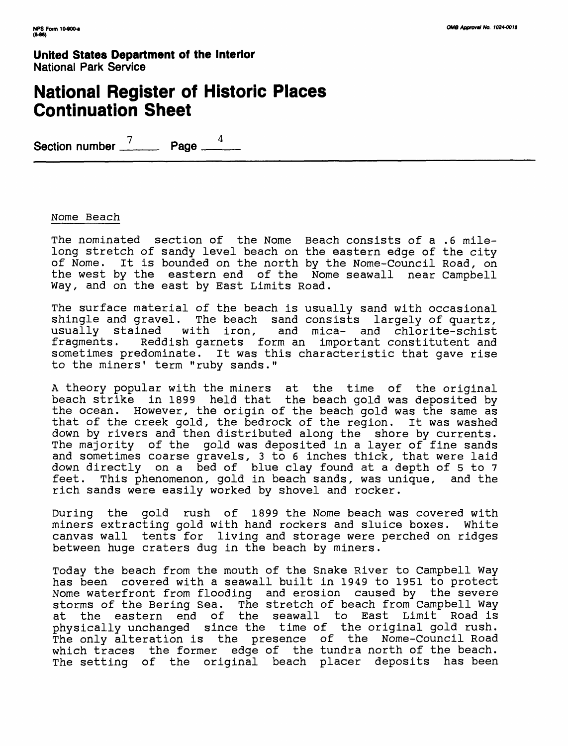Nome Beach

The nominated section of the Nome Beach consists of a .6 mile-long stretch of sandy level beach on the eastern edge of the city of Nome. It is bounded on the north by the Nome-Council Road, on the west by the eastern end of the Nome seawall near Campbell Way, and on the east by East Limits Road.

The surface material of the beach is usually sand with occasional shingle and gravel. The beach sand consists largely of quartz, usually stained with iron, and mica- and chlorite-schist fragments. Reddish garnets form an important constitutent and sometimes predominate. It was this characteristic that gave rise to the miners' term "ruby sands."

A theory popular with the miners at the time of the original beach strike in 1899 held that the beach gold was deposited by the ocean. However, the origin of the beach gold was the same as that of the creek gold, the bedrock of the region. It was washed down by rivers and then distributed along the shore by currents. The majority of the gold was deposited in a layer of fine sands and sometimes coarse gravels, 3 to 6 inches thick, that were laid down directly on a bed of blue clay found at a depth of 5 to 7 feet. This phenomenon, gold in beach sands, was unique, and the rich sands were easily worked by shovel and rocker.

During the gold rush of 1899 the Nome beach was covered with miners extracting gold with hand rockers and sluice boxes. White canvas wall tents for living and storage were perched on ridges between huge craters dug in the beach by miners.

Today the beach from the mouth of the Snake River to Campbell Way has been covered with a seawall built in 1949 to 1951 to protect Nome waterfront from flooding and erosion caused by the severe storms of the Bering Sea. The stretch of beach from Campbell Way at the eastern end of the seawall to East Limit Road is physically unchanged since the time of the original gold rush. The only alteration is the presence of the Nome-Council Road which traces the former edge of the tundra north of the beach. The setting of the original beach placer deposits has been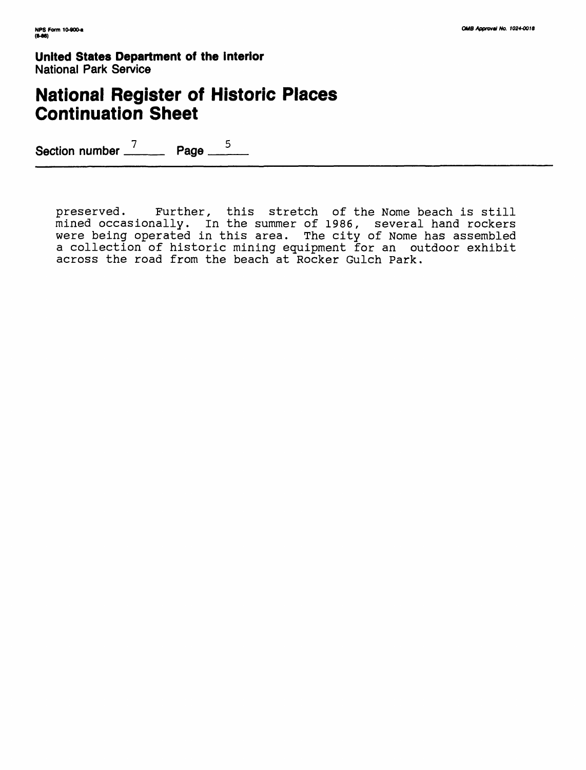preserved. Further, this stretch of the Nome beach is still mined occasionally. In the summer of 1986, several hand rockers were being operated in this area. The city of Nome has assembled a collection of historic mining equipment for an outdoor exhibit across the road from the beach at Rocker Gulch Park.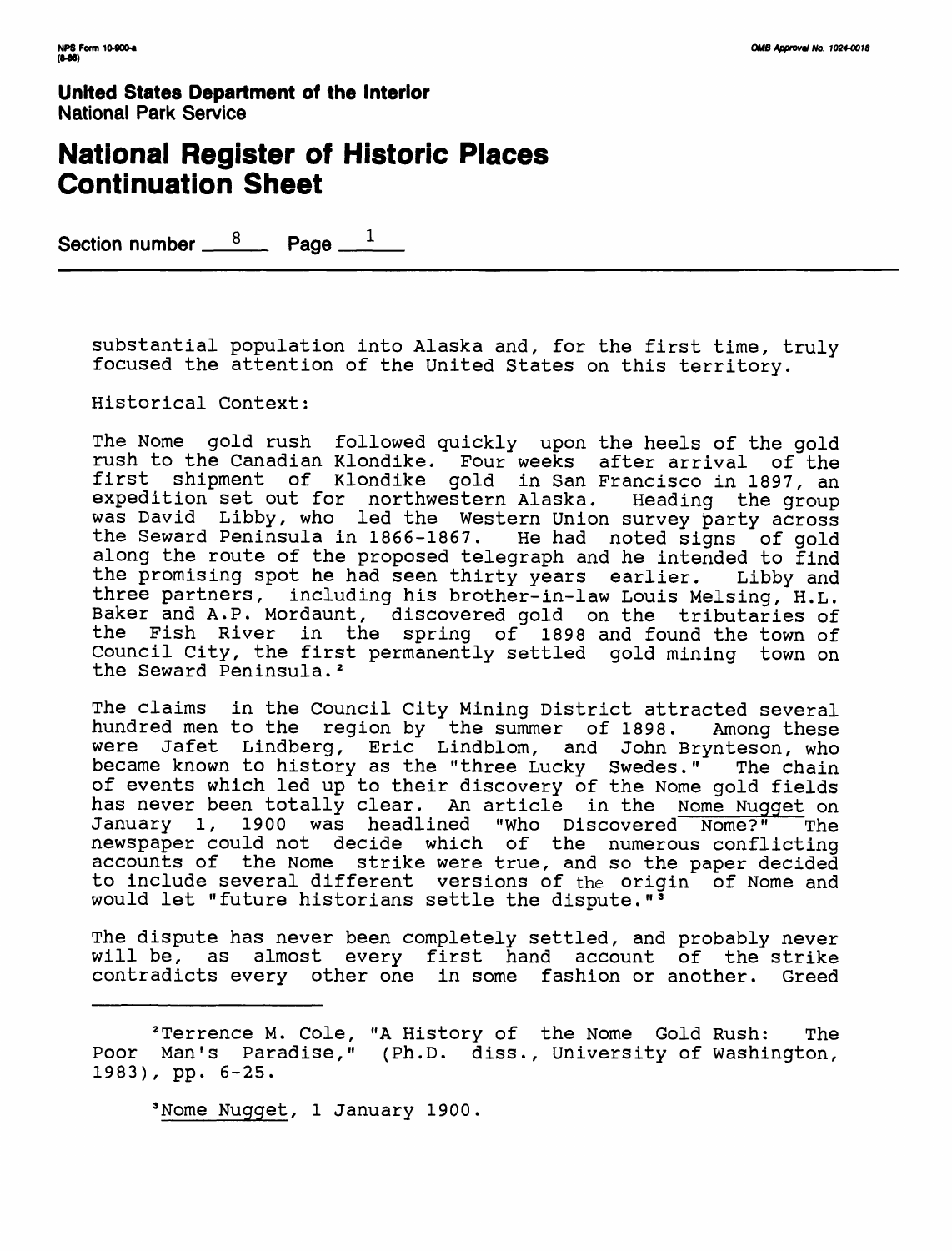**United States Department of the Interior**
National Park Service

# National Register of Historic Places Continuation Sheet

Section number 8 Page 1

substantial population into Alaska and, for the first time, truly focused the attention of the United States on this territory.

Historical Context:

The Nome gold rush followed quickly upon the heels of the gold rush to the Canadian Klondike. Four weeks after arrival of the first shipment of Klondike gold in San Francisco in 1897, an expedition set out for northwestern Alaska. Heading the group was David Libby, who led the Western Union survey party across the Seward Peninsula in 1866-1867. He had noted signs of gold along the route of the proposed telegraph and he intended to find the promising spot he had seen thirty years earlier. Libby and three partners, including his brother-in-law Louis Melsing, H.L. Baker and A.P. Mordaunt, discovered gold on the tributaries of the Fish River in the spring of 1898 and found the town of Council City, the first permanently settled gold mining town on the Seward Peninsula.[2]

The claims in the Council City Mining District attracted several hundred men to the region by the summer of 1898. Among these were Jafet Lindberg, Eric Lindblom, and John Brynteson, who became known to history as the "three Lucky Swedes." The chain of events which led up to their discovery of the Nome gold fields has never been totally clear. An article in the Nome Nugget on January 1, 1900 was headlined "Who Discovered Nome?" The newspaper could not decide which of the numerous conflicting accounts of the Nome strike were true, and so the paper decided to include several different versions of the origin of Nome and would let "future historians settle the dispute."[3]

The dispute has never been completely settled, and probably never will be, as almost every first hand account of the strike contradicts every other one in some fashion or another. Greed

---

[2]Terrence M. Cole, "A History of the Nome Gold Rush: The Poor Man's Paradise," (Ph.D. diss., University of Washington, 1983), pp. 6-25.

[3]Nome Nugget, 1 January 1900.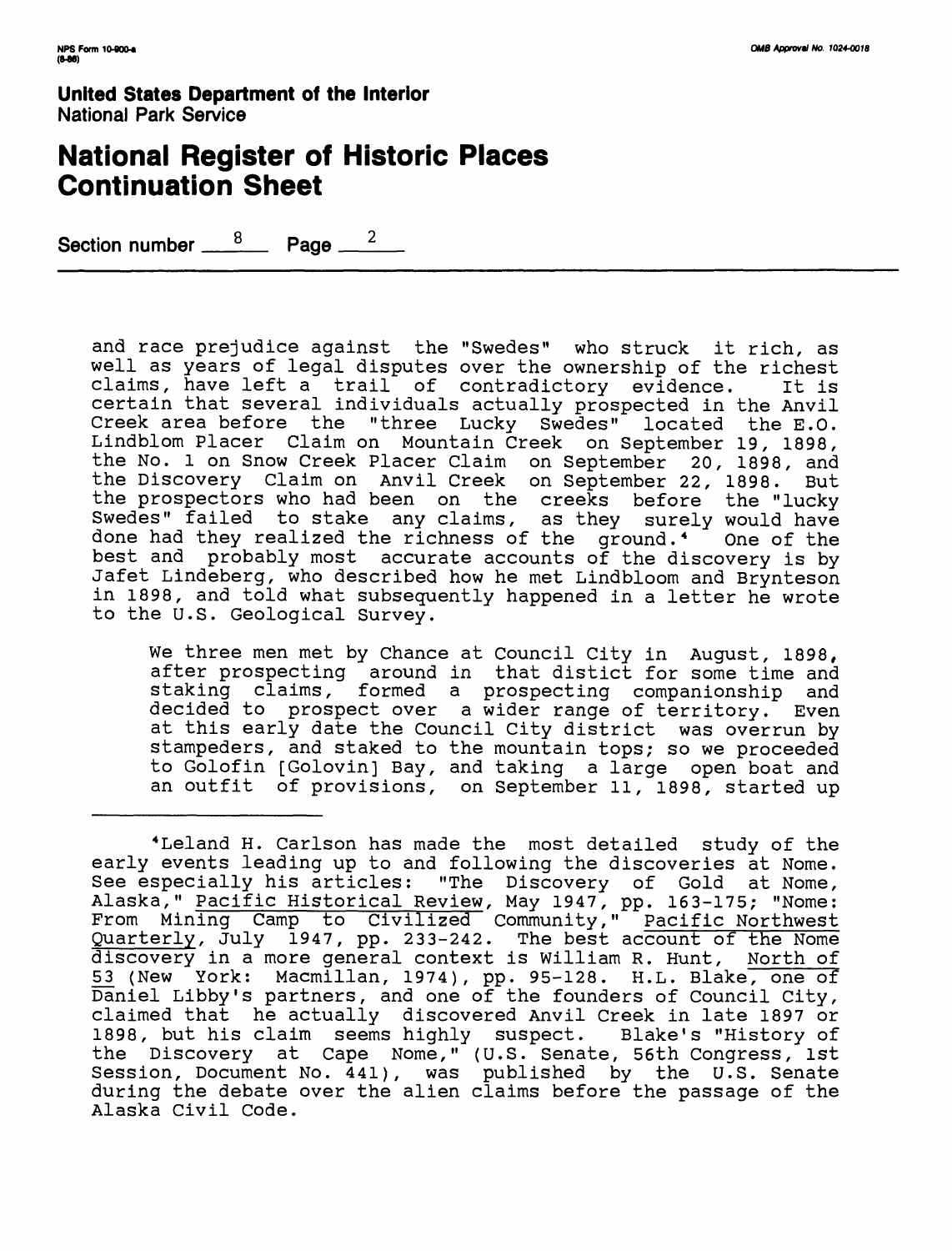and race prejudice against the "Swedes" who struck it rich, as well as years of legal disputes over the ownership of the richest claims, have left a trail of contradictory evidence. It is certain that several individuals actually prospected in the Anvil Creek area before the "three Lucky Swedes" located the E.O. Lindblom Placer Claim on Mountain Creek on September 19, 1898, the No. 1 on Snow Creek Placer Claim on September 20, 1898, and the Discovery Claim on Anvil Creek on September 22, 1898. But the prospectors who had been on the creeks before the "lucky Swedes" failed to stake any claims, as they surely would have done had they realized the richness of the ground.[4] One of the best and probably most accurate accounts of the discovery is by Jafet Lindeberg, who described how he met Lindbloom and Brynteson in 1898, and told what subsequently happened in a letter he wrote to the U.S. Geological Survey.

> We three men met by Chance at Council City in August, 1898, after prospecting around in that distict for some time and staking claims, formed a prospecting companionship and decided to prospect over a wider range of territory. Even at this early date the Council City district was overrun by stampeders, and staked to the mountain tops; so we proceeded to Golofin [Golovin] Bay, and taking a large open boat and an outfit of provisions, on September 11, 1898, started up

---

[4]Leland H. Carlson has made the most detailed study of the early events leading up to and following the discoveries at Nome. See especially his articles: "The Discovery of Gold at Nome, Alaska," Pacific Historical Review, May 1947, pp. 163-175; "Nome: From Mining Camp to Civilized Community," Pacific Northwest Quarterly, July 1947, pp. 233-242. The best account of the Nome discovery in a more general context is William R. Hunt, North of 53 (New York: Macmillan, 1974), pp. 95-128. H.L. Blake, one of Daniel Libby's partners, and one of the founders of Council City, claimed that he actually discovered Anvil Creek in late 1897 or 1898, but his claim seems highly suspect. Blake's "History of the Discovery at Cape Nome," (U.S. Senate, 56th Congress, 1st Session, Document No. 441), was published by the U.S. Senate during the debate over the alien claims before the passage of the Alaska Civil Code.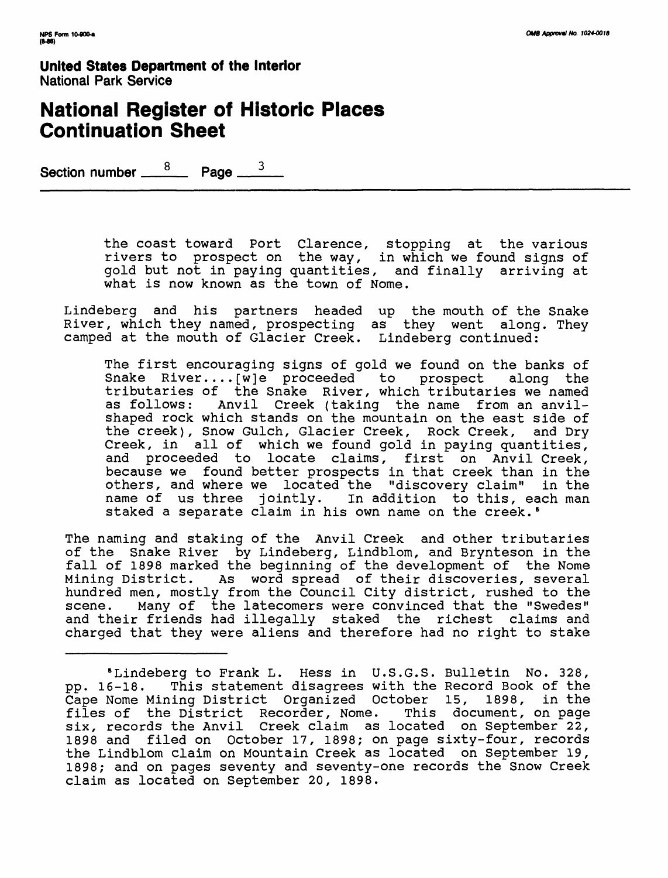the coast toward Port Clarence, stopping at the various rivers to prospect on the way, in which we found signs of gold but not in paying quantities, and finally arriving at what is now known as the town of Nome.

Lindeberg and his partners headed up the mouth of the Snake River, which they named, prospecting as they went along. They camped at the mouth of Glacier Creek. Lindeberg continued:

> The first encouraging signs of gold we found on the banks of Snake River....[w]e proceeded to prospect along the tributaries of the Snake River, which tributaries we named as follows: Anvil Creek (taking the name from an anvil-shaped rock which stands on the mountain on the east side of the creek), Snow Gulch, Glacier Creek, Rock Creek, and Dry Creek, in all of which we found gold in paying quantities, and proceeded to locate claims, first on Anvil Creek, because we found better prospects in that creek than in the others, and where we located the "discovery claim" in the name of us three jointly. In addition to this, each man staked a separate claim in his own name on the creek.[8]

The naming and staking of the Anvil Creek and other tributaries of the Snake River by Lindeberg, Lindblom, and Brynteson in the fall of 1898 marked the beginning of the development of the Nome Mining District. As word spread of their discoveries, several hundred men, mostly from the Council City district, rushed to the scene. Many of the latecomers were convinced that the "Swedes" and their friends had illegally staked the richest claims and charged that they were aliens and therefore had no right to stake

---

[8]Lindeberg to Frank L. Hess in U.S.G.S. Bulletin No. 328, pp. 16-18. This statement disagrees with the Record Book of the Cape Nome Mining District Organized October 15, 1898, in the files of the District Recorder, Nome. This document, on page six, records the Anvil Creek claim as located on September 22, 1898 and filed on October 17, 1898; on page sixty-four, records the Lindblom claim on Mountain Creek as located on September 19, 1898; and on pages seventy and seventy-one records the Snow Creek claim as located on September 20, 1898.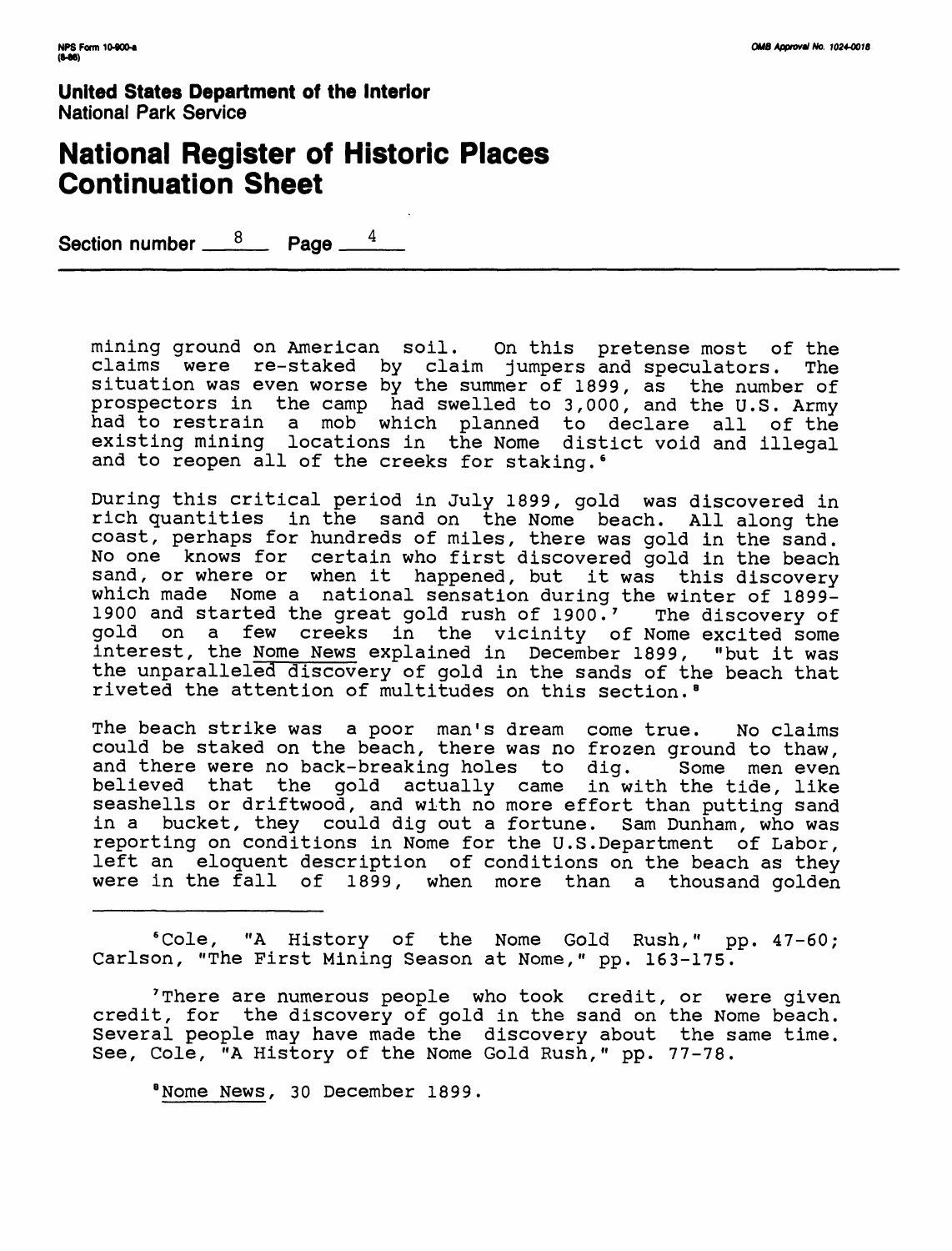mining ground on American soil. On this pretense most of the claims were re-staked by claim jumpers and speculators. The situation was even worse by the summer of 1899, as the number of prospectors in the camp had swelled to 3,000, and the U.S. Army had to restrain a mob which planned to declare all of the existing mining locations in the Nome distict void and illegal and to reopen all of the creeks for staking.[6]

During this critical period in July 1899, gold was discovered in rich quantities in the sand on the Nome beach. All along the coast, perhaps for hundreds of miles, there was gold in the sand. No one knows for certain who first discovered gold in the beach sand, or where or when it happened, but it was this discovery which made Nome a national sensation during the winter of 1899-1900 and started the great gold rush of 1900.[7] The discovery of gold on a few creeks in the vicinity of Nome excited some interest, the Nome News explained in December 1899, "but it was the unparalleled discovery of gold in the sands of the beach that riveted the attention of multitudes on this section.[8]

The beach strike was a poor man's dream come true. No claims could be staked on the beach, there was no frozen ground to thaw, and there were no back-breaking holes to dig. Some men even believed that the gold actually came in with the tide, like seashells or driftwood, and with no more effort than putting sand in a bucket, they could dig out a fortune. Sam Dunham, who was reporting on conditions in Nome for the U.S.Department of Labor, left an eloquent description of conditions on the beach as they were in the fall of 1899, when more than a thousand golden

---

[6]Cole, "A History of the Nome Gold Rush," pp. 47-60; Carlson, "The First Mining Season at Nome," pp. 163-175.

[7]There are numerous people who took credit, or were given credit, for the discovery of gold in the sand on the Nome beach. Several people may have made the discovery about the same time. See, Cole, "A History of the Nome Gold Rush," pp. 77-78.

[8]Nome News, 30 December 1899.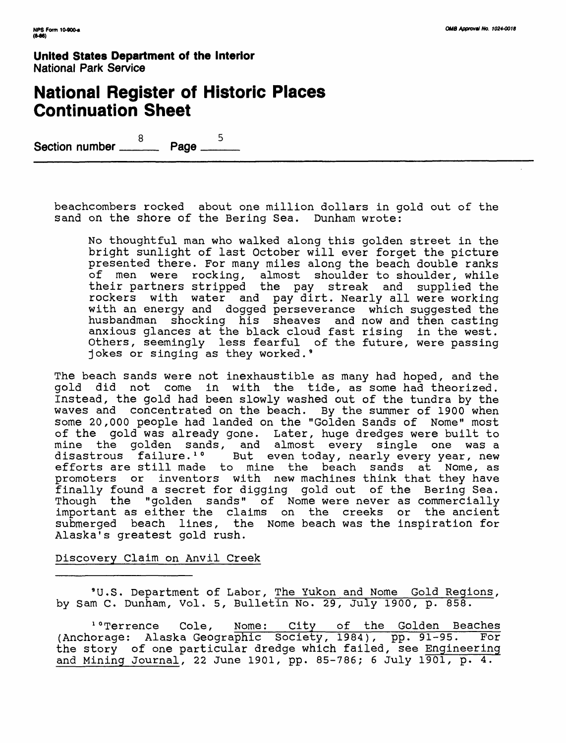beachcombers rocked about one million dollars in gold out of the sand on the shore of the Bering Sea. Dunham wrote:

> No thoughtful man who walked along this golden street in the bright sunlight of last October will ever forget the picture presented there. For many miles along the beach double ranks of men were rocking, almost shoulder to shoulder, while their partners stripped the pay streak and supplied the rockers with water and pay dirt. Nearly all were working with an energy and dogged perseverance which suggested the husbandman shocking his sheaves and now and then casting anxious glances at the black cloud fast rising in the west. Others, seemingly less fearful of the future, were passing jokes or singing as they worked.[9]

The beach sands were not inexhaustible as many had hoped, and the gold did not come in with the tide, as some had theorized. Instead, the gold had been slowly washed out of the tundra by the waves and concentrated on the beach. By the summer of 1900 when some 20,000 people had landed on the "Golden Sands of Nome" most of the gold was already gone. Later, huge dredges were built to mine the golden sands, and almost every single one was a disastrous failure.[10] But even today, nearly every year, new efforts are still made to mine the beach sands at Nome, as promoters or inventors with new machines think that they have finally found a secret for digging gold out of the Bering Sea. Though the "golden sands" of Nome were never as commercially important as either the claims on the creeks or the ancient submerged beach lines, the Nome beach was the inspiration for Alaska's greatest gold rush.

<u>Discovery Claim on Anvil Creek</u>

---

[9] U.S. Department of Labor, <u>The Yukon and Nome Gold Regions</u>, by Sam C. Dunham, Vol. 5, Bulletin No. 29, July 1900, p. 858.

[10] Terrence Cole, <u>Nome: City of the Golden Beaches</u> (Anchorage: Alaska Geographic Society, 1984), pp. 91-95. For the story of one particular dredge which failed, see <u>Engineering and Mining Journal</u>, 22 June 1901, pp. 85-786; 6 July 1901, p. 4.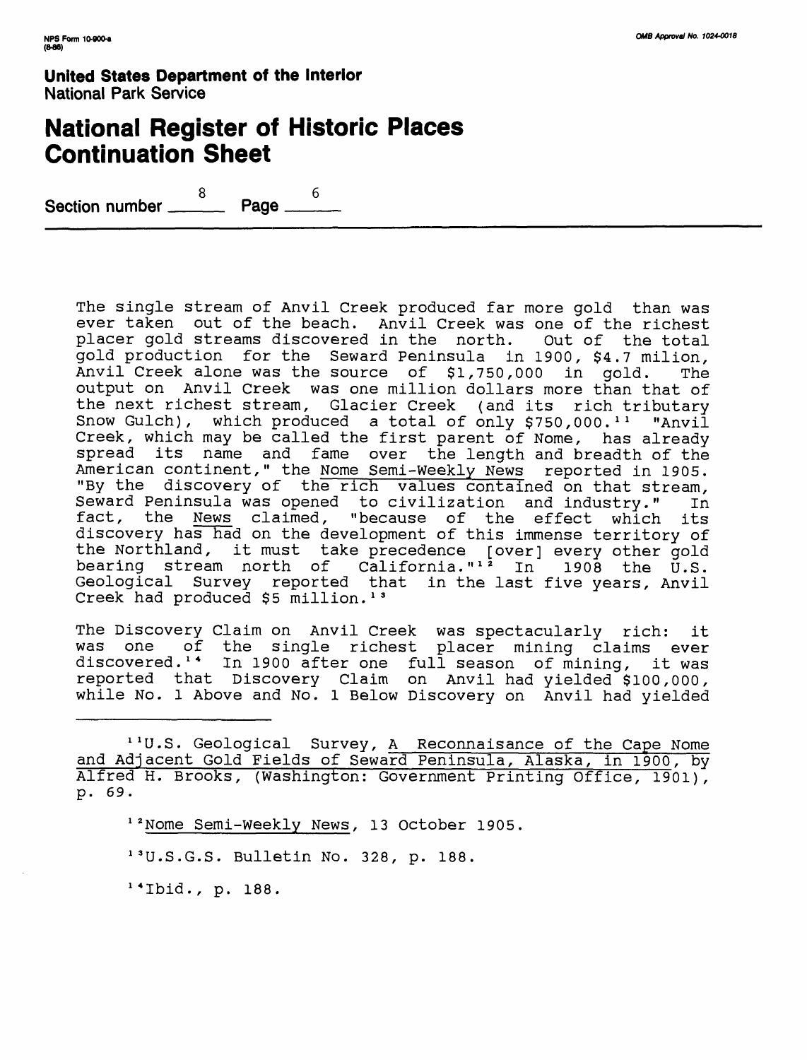The single stream of Anvil Creek produced far more gold than was ever taken out of the beach. Anvil Creek was one of the richest placer gold streams discovered in the north. Out of the total gold production for the Seward Peninsula in 1900, $4.7 milion, Anvil Creek alone was the source of $1,750,000 in gold. The output on Anvil Creek was one million dollars more than that of the next richest stream, Glacier Creek (and its rich tributary Snow Gulch), which produced a total of only $750,000.[11] "Anvil Creek, which may be called the first parent of Nome, has already spread its name and fame over the length and breadth of the American continent," the Nome Semi-Weekly News reported in 1905. "By the discovery of the rich values contained on that stream, Seward Peninsula was opened to civilization and industry." In fact, the News claimed, "because of the effect which its discovery has had on the development of this immense territory of the Northland, it must take precedence [over] every other gold bearing stream north of California."[12] In 1908 the U.S. Geological Survey reported that in the last five years, Anvil Creek had produced $5 million.[13]

The Discovery Claim on Anvil Creek was spectacularly rich: it was one of the single richest placer mining claims ever discovered.[14] In 1900 after one full season of mining, it was reported that Discovery Claim on Anvil had yielded $100,000, while No. 1 Above and No. 1 Below Discovery on Anvil had yielded

---

[11] U.S. Geological Survey, A Reconnaisance of the Cape Nome and Adjacent Gold Fields of Seward Peninsula, Alaska, in 1900, by Alfred H. Brooks, (Washington: Government Printing Office, 1901), p. 69.

[12] Nome Semi-Weekly News, 13 October 1905.

[13] U.S.G.S. Bulletin No. 328, p. 188.

[14] Ibid., p. 188.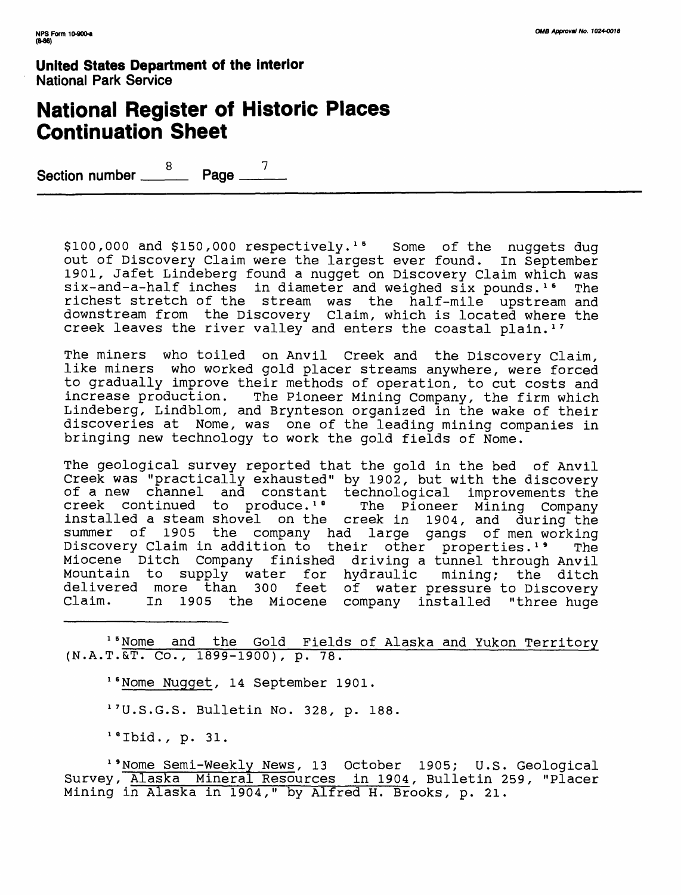$100,000 and $150,000 respectively.[15] Some of the nuggets dug out of Discovery Claim were the largest ever found. In September 1901, Jafet Lindeberg found a nugget on Discovery Claim which was six-and-a-half inches in diameter and weighed six pounds.[16] The richest stretch of the stream was the half-mile upstream and downstream from the Discovery Claim, which is located where the creek leaves the river valley and enters the coastal plain.[17]

The miners who toiled on Anvil Creek and the Discovery Claim, like miners who worked gold placer streams anywhere, were forced to gradually improve their methods of operation, to cut costs and increase production. The Pioneer Mining Company, the firm which Lindeberg, Lindblom, and Brynteson organized in the wake of their discoveries at Nome, was one of the leading mining companies in bringing new technology to work the gold fields of Nome.

The geological survey reported that the gold in the bed of Anvil Creek was "practically exhausted" by 1902, but with the discovery of a new channel and constant technological improvements the creek continued to produce.[18] The Pioneer Mining Company installed a steam shovel on the creek in 1904, and during the summer of 1905 the company had large gangs of men working Discovery Claim in addition to their other properties.[19] The Miocene Ditch Company finished driving a tunnel through Anvil Mountain to supply water for hydraulic mining; the ditch delivered more than 300 feet of water pressure to Discovery Claim. In 1905 the Miocene company installed "three huge

---

[15] Nome and the Gold Fields of Alaska and Yukon Territory (N.A.T.&T. Co., 1899-1900), p. 78.

[16] Nome Nugget, 14 September 1901.

[17] U.S.G.S. Bulletin No. 328, p. 188.

[18] Ibid., p. 31.

[19] Nome Semi-Weekly News, 13 October 1905; U.S. Geological Survey, Alaska Mineral Resources in 1904, Bulletin 259, "Placer Mining in Alaska in 1904," by Alfred H. Brooks, p. 21.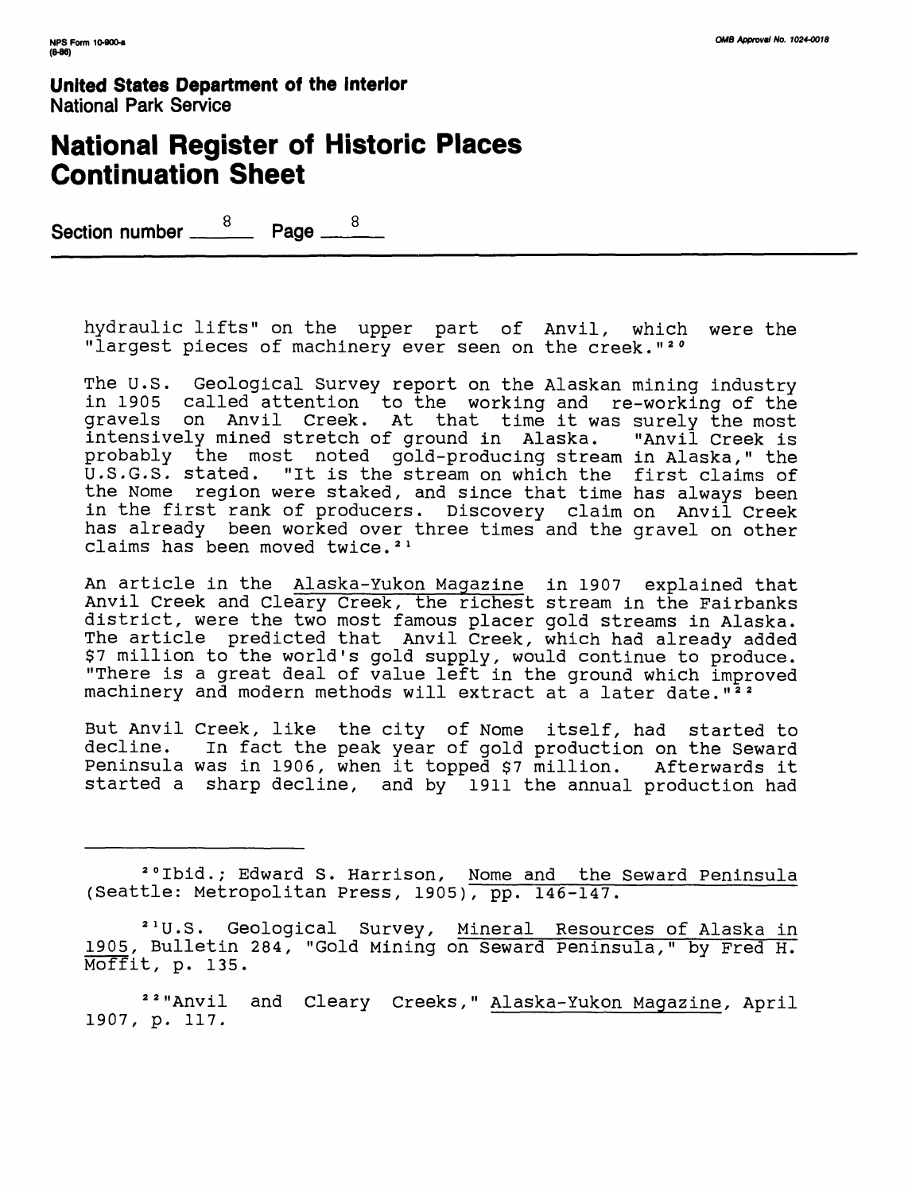hydraulic lifts" on the upper part of Anvil, which were the "largest pieces of machinery ever seen on the creek."[20]

The U.S. Geological Survey report on the Alaskan mining industry in 1905 called attention to the working and re-working of the gravels on Anvil Creek. At that time it was surely the most intensively mined stretch of ground in Alaska. "Anvil Creek is probably the most noted gold-producing stream in Alaska," the U.S.G.S. stated. "It is the stream on which the first claims of the Nome region were staked, and since that time has always been in the first rank of producers. Discovery claim on Anvil Creek has already been worked over three times and the gravel on other claims has been moved twice.[21]

An article in the Alaska-Yukon Magazine in 1907 explained that Anvil Creek and Cleary Creek, the richest stream in the Fairbanks district, were the two most famous placer gold streams in Alaska. The article predicted that Anvil Creek, which had already added $7 million to the world's gold supply, would continue to produce. "There is a great deal of value left in the ground which improved machinery and modern methods will extract at a later date."[22]

But Anvil Creek, like the city of Nome itself, had started to decline. In fact the peak year of gold production on the Seward Peninsula was in 1906, when it topped $7 million. Afterwards it started a sharp decline, and by 1911 the annual production had

---

[20] Ibid.; Edward S. Harrison, Nome and the Seward Peninsula (Seattle: Metropolitan Press, 1905), pp. 146-147.

[21] U.S. Geological Survey, Mineral Resources of Alaska in 1905, Bulletin 284, "Gold Mining on Seward Peninsula," by Fred H. Moffit, p. 135.

[22] "Anvil and Cleary Creeks," Alaska-Yukon Magazine, April 1907, p. 117.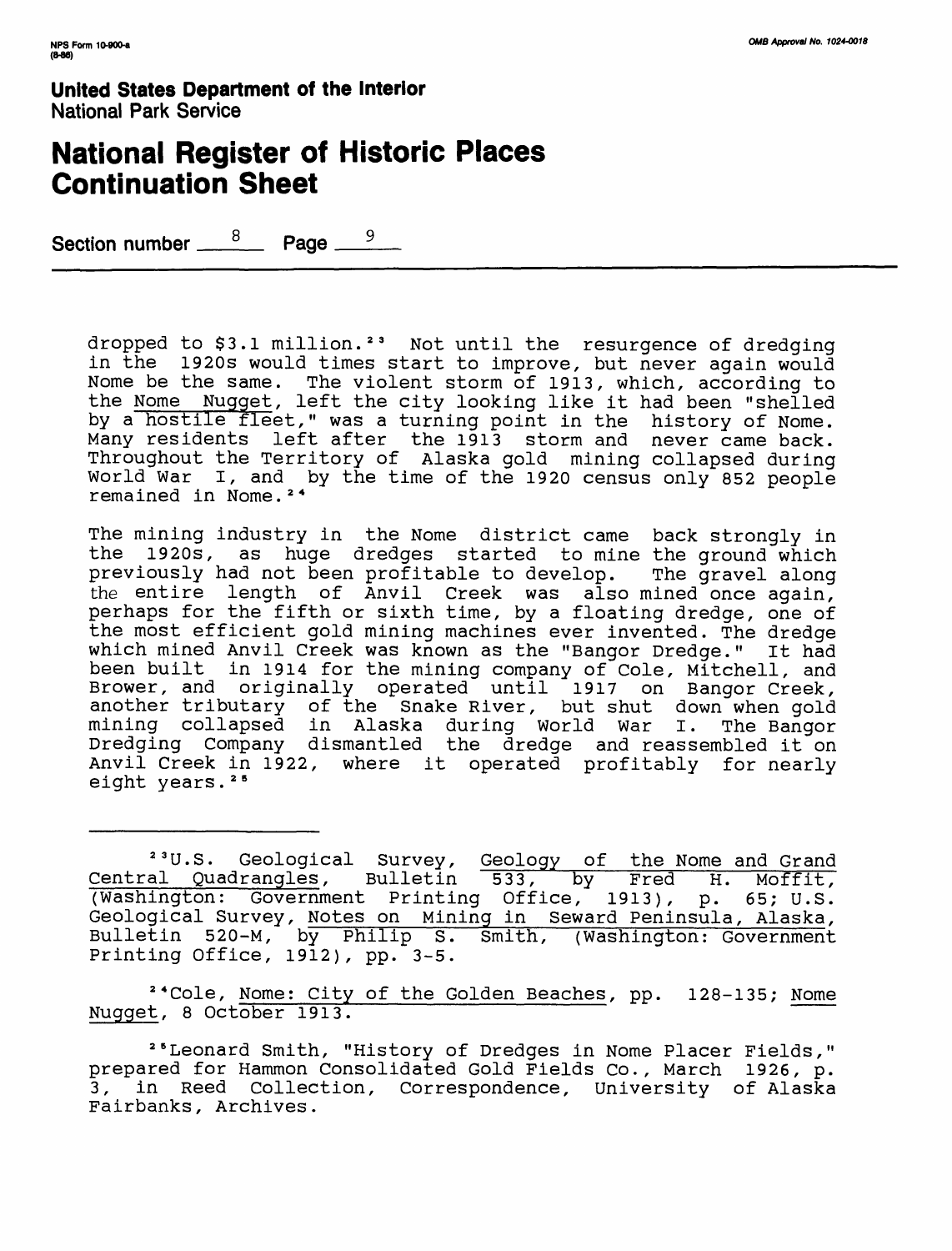dropped to $3.1 million.[23] Not until the resurgence of dredging in the 1920s would times start to improve, but never again would Nome be the same. The violent storm of 1913, which, according to the Nome Nugget, left the city looking like it had been "shelled by a hostile fleet," was a turning point in the history of Nome. Many residents left after the 1913 storm and never came back. Throughout the Territory of Alaska gold mining collapsed during World War I, and by the time of the 1920 census only 852 people remained in Nome.[24]

The mining industry in the Nome district came back strongly in the 1920s, as huge dredges started to mine the ground which previously had not been profitable to develop. The gravel along the entire length of Anvil Creek was also mined once again, perhaps for the fifth or sixth time, by a floating dredge, one of the most efficient gold mining machines ever invented. The dredge which mined Anvil Creek was known as the "Bangor Dredge." It had been built in 1914 for the mining company of Cole, Mitchell, and Brower, and originally operated until 1917 on Bangor Creek, another tributary of the Snake River, but shut down when gold mining collapsed in Alaska during World War I. The Bangor Dredging Company dismantled the dredge and reassembled it on Anvil Creek in 1922, where it operated profitably for nearly eight years.[25]

---

[23] U.S. Geological Survey, Geology of the Nome and Grand Central Quadrangles, Bulletin 533, by Fred H. Moffit, (Washington: Government Printing Office, 1913), p. 65; U.S. Geological Survey, Notes on Mining in Seward Peninsula, Alaska, Bulletin 520-M, by Philip S. Smith, (Washington: Government Printing Office, 1912), pp. 3-5.

[24] Cole, Nome: City of the Golden Beaches, pp. 128-135; Nome Nugget, 8 October 1913.

[25] Leonard Smith, "History of Dredges in Nome Placer Fields," prepared for Hammon Consolidated Gold Fields Co., March 1926, p. 3, in Reed Collection, Correspondence, University of Alaska Fairbanks, Archives.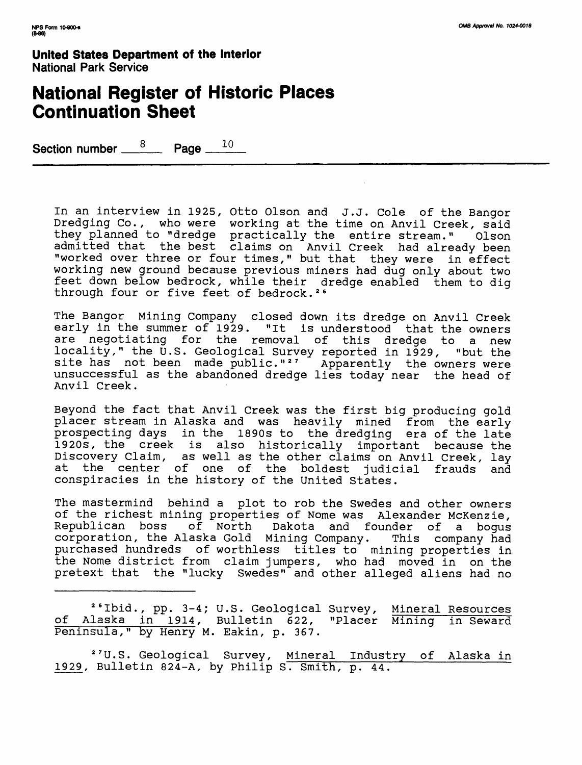In an interview in 1925, Otto Olson and J.J. Cole of the Bangor Dredging Co., who were working at the time on Anvil Creek, said they planned to "dredge practically the entire stream." Olson admitted that the best claims on Anvil Creek had already been "worked over three or four times," but that they were in effect working new ground because previous miners had dug only about two feet down below bedrock, while their dredge enabled them to dig through four or five feet of bedrock.[26]

The Bangor Mining Company closed down its dredge on Anvil Creek early in the summer of 1929. "It is understood that the owners are negotiating for the removal of this dredge to a new locality," the U.S. Geological Survey reported in 1929, "but the site has not been made public."[27] Apparently the owners were unsuccessful as the abandoned dredge lies today near the head of Anvil Creek.

Beyond the fact that Anvil Creek was the first big producing gold placer stream in Alaska and was heavily mined from the early prospecting days in the 1890s to the dredging era of the late 1920s, the creek is also historically important because the Discovery Claim, as well as the other claims on Anvil Creek, lay at the center of one of the boldest judicial frauds and conspiracies in the history of the United States.

The mastermind behind a plot to rob the Swedes and other owners of the richest mining properties of Nome was Alexander McKenzie, Republican boss of North Dakota and founder of a bogus corporation, the Alaska Gold Mining Company. This company had purchased hundreds of worthless titles to mining properties in the Nome district from claim jumpers, who had moved in on the pretext that the "lucky Swedes" and other alleged aliens had no

---

[26] Ibid., pp. 3-4; U.S. Geological Survey, Mineral Resources of Alaska in 1914, Bulletin 622, "Placer Mining in Seward Peninsula," by Henry M. Eakin, p. 367.

[27] U.S. Geological Survey, Mineral Industry of Alaska in 1929, Bulletin 824-A, by Philip S. Smith, p. 44.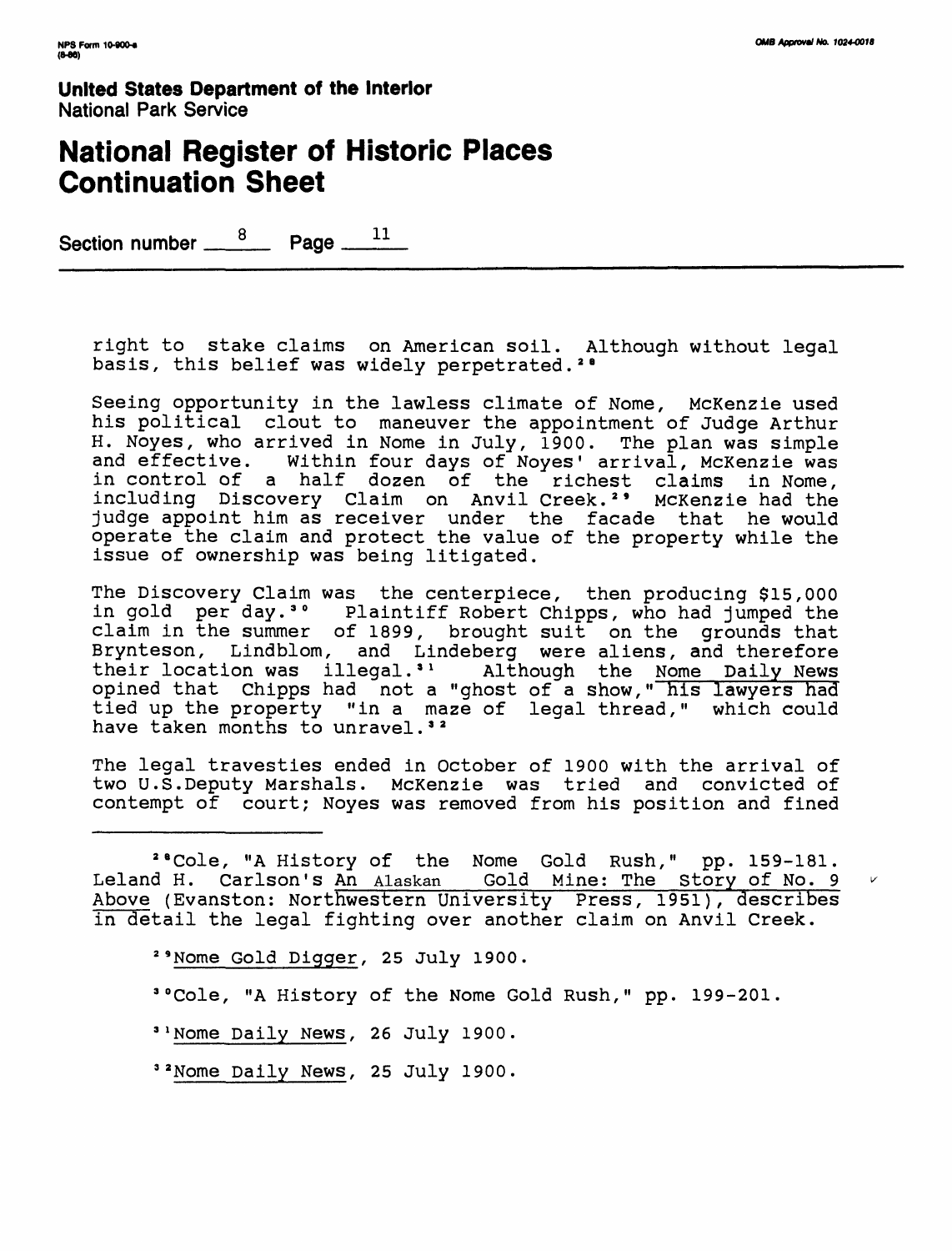right to stake claims on American soil. Although without legal basis, this belief was widely perpetrated.[28]

Seeing opportunity in the lawless climate of Nome, McKenzie used his political clout to maneuver the appointment of Judge Arthur H. Noyes, who arrived in Nome in July, 1900. The plan was simple and effective. Within four days of Noyes' arrival, McKenzie was in control of a half dozen of the richest claims in Nome, including Discovery Claim on Anvil Creek.[29] McKenzie had the judge appoint him as receiver under the facade that he would operate the claim and protect the value of the property while the issue of ownership was being litigated.

The Discovery Claim was the centerpiece, then producing $15,000 in gold per day.[30] Plaintiff Robert Chipps, who had jumped the claim in the summer of 1899, brought suit on the grounds that Brynteson, Lindblom, and Lindeberg were aliens, and therefore their location was illegal.[31] Although the Nome Daily News opined that Chipps had not a "ghost of a show," his lawyers had tied up the property "in a maze of legal thread," which could have taken months to unravel.[32]

The legal travesties ended in October of 1900 with the arrival of two U.S.Deputy Marshals. McKenzie was tried and convicted of contempt of court; Noyes was removed from his position and fined

---

[28] Cole, "A History of the Nome Gold Rush," pp. 159-181. Leland H. Carlson's An Alaskan Gold Mine: The Story of No. 9 Above (Evanston: Northwestern University Press, 1951), describes in detail the legal fighting over another claim on Anvil Creek.

[29] Nome Gold Digger, 25 July 1900.

[30] Cole, "A History of the Nome Gold Rush," pp. 199-201.

[31] Nome Daily News, 26 July 1900.

[32] Nome Daily News, 25 July 1900.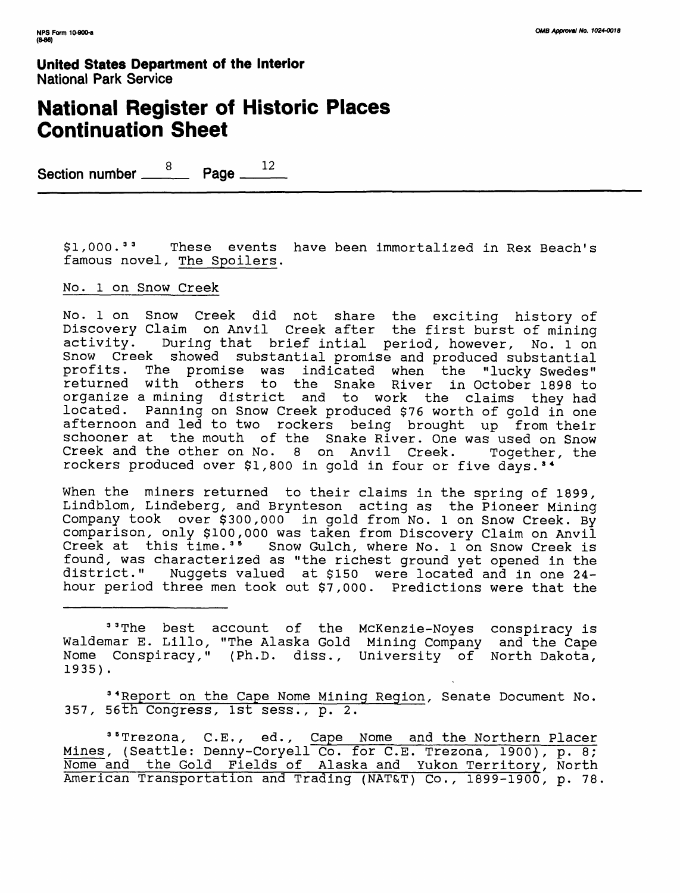$1,000.[33] These events have been immortalized in Rex Beach's famous novel, The Spoilers.

No. 1 on Snow Creek

No. 1 on Snow Creek did not share the exciting history of Discovery Claim on Anvil Creek after the first burst of mining activity. During that brief intial period, however, No. 1 on Snow Creek showed substantial promise and produced substantial profits. The promise was indicated when the "lucky Swedes" returned with others to the Snake River in October 1898 to organize a mining district and to work the claims they had located. Panning on Snow Creek produced $76 worth of gold in one afternoon and led to two rockers being brought up from their schooner at the mouth of the Snake River. One was used on Snow Creek and the other on No. 8 on Anvil Creek. Together, the rockers produced over $1,800 in gold in four or five days.[34]

When the miners returned to their claims in the spring of 1899, Lindblom, Lindeberg, and Brynteson acting as the Pioneer Mining Company took over $300,000 in gold from No. 1 on Snow Creek. By comparison, only $100,000 was taken from Discovery Claim on Anvil Creek at this time.[35] Snow Gulch, where No. 1 on Snow Creek is found, was characterized as "the richest ground yet opened in the district." Nuggets valued at $150 were located and in one 24-hour period three men took out $7,000. Predictions were that the

---

[33]The best account of the McKenzie-Noyes conspiracy is Waldemar E. Lillo, "The Alaska Gold Mining Company and the Cape Nome Conspiracy," (Ph.D. diss., University of North Dakota, 1935).

[34]Report on the Cape Nome Mining Region, Senate Document No. 357, 56th Congress, 1st sess., p. 2.

[35]Trezona, C.E., ed., Cape Nome and the Northern Placer Mines, (Seattle: Denny-Coryell Co. for C.E. Trezona, 1900), p. 8; Nome and the Gold Fields of Alaska and Yukon Territory, North American Transportation and Trading (NAT&T) Co., 1899-1900, p. 78.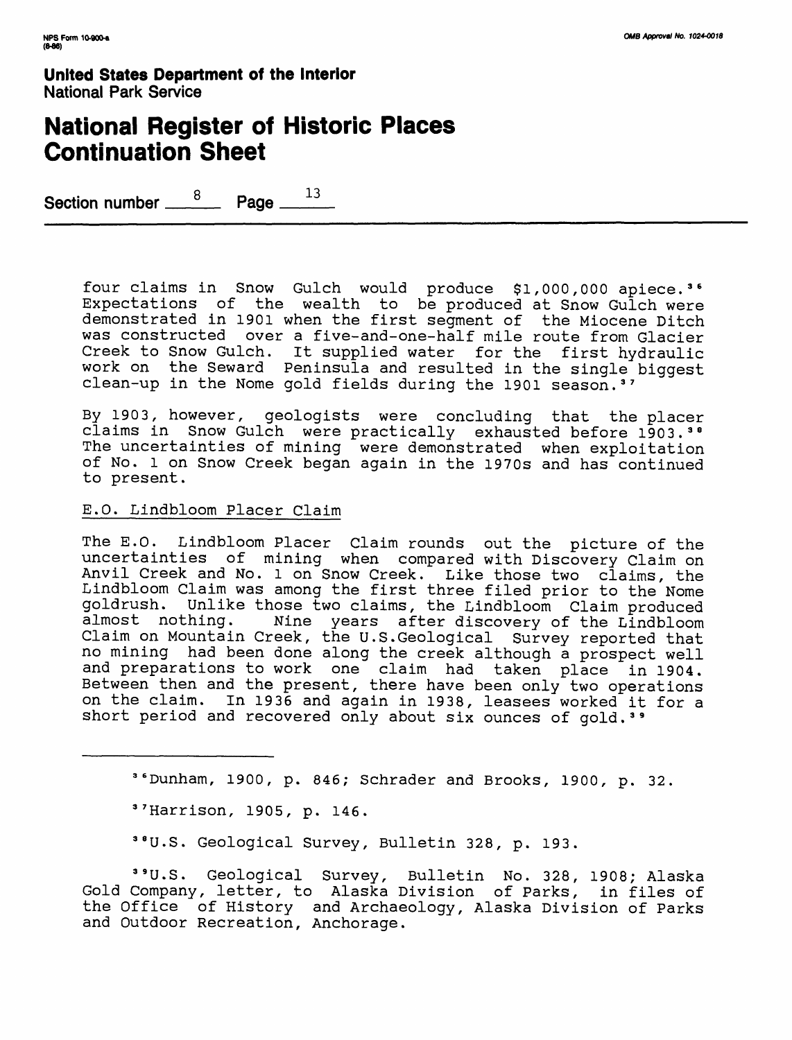four claims in Snow Gulch would produce $1,000,000 apiece.[36] Expectations of the wealth to be produced at Snow Gulch were demonstrated in 1901 when the first segment of the Miocene Ditch was constructed over a five-and-one-half mile route from Glacier Creek to Snow Gulch. It supplied water for the first hydraulic work on the Seward Peninsula and resulted in the single biggest clean-up in the Nome gold fields during the 1901 season.[37]

By 1903, however, geologists were concluding that the placer claims in Snow Gulch were practically exhausted before 1903.[38] The uncertainties of mining were demonstrated when exploitation of No. 1 on Snow Creek began again in the 1970s and has continued to present.

E.O. Lindbloom Placer Claim

The E.O. Lindbloom Placer Claim rounds out the picture of the uncertainties of mining when compared with Discovery Claim on Anvil Creek and No. 1 on Snow Creek. Like those two claims, the Lindbloom Claim was among the first three filed prior to the Nome goldrush. Unlike those two claims, the Lindbloom Claim produced almost nothing. Nine years after discovery of the Lindbloom Claim on Mountain Creek, the U.S.Geological Survey reported that no mining had been done along the creek although a prospect well and preparations to work one claim had taken place in 1904. Between then and the present, there have been only two operations on the claim. In 1936 and again in 1938, leasees worked it for a short period and recovered only about six ounces of gold.[39]

---

[36] Dunham, 1900, p. 846; Schrader and Brooks, 1900, p. 32.

[37] Harrison, 1905, p. 146.

[38] U.S. Geological Survey, Bulletin 328, p. 193.

[39] U.S. Geological Survey, Bulletin No. 328, 1908; Alaska Gold Company, letter, to Alaska Division of Parks, in files of the Office of History and Archaeology, Alaska Division of Parks and Outdoor Recreation, Anchorage.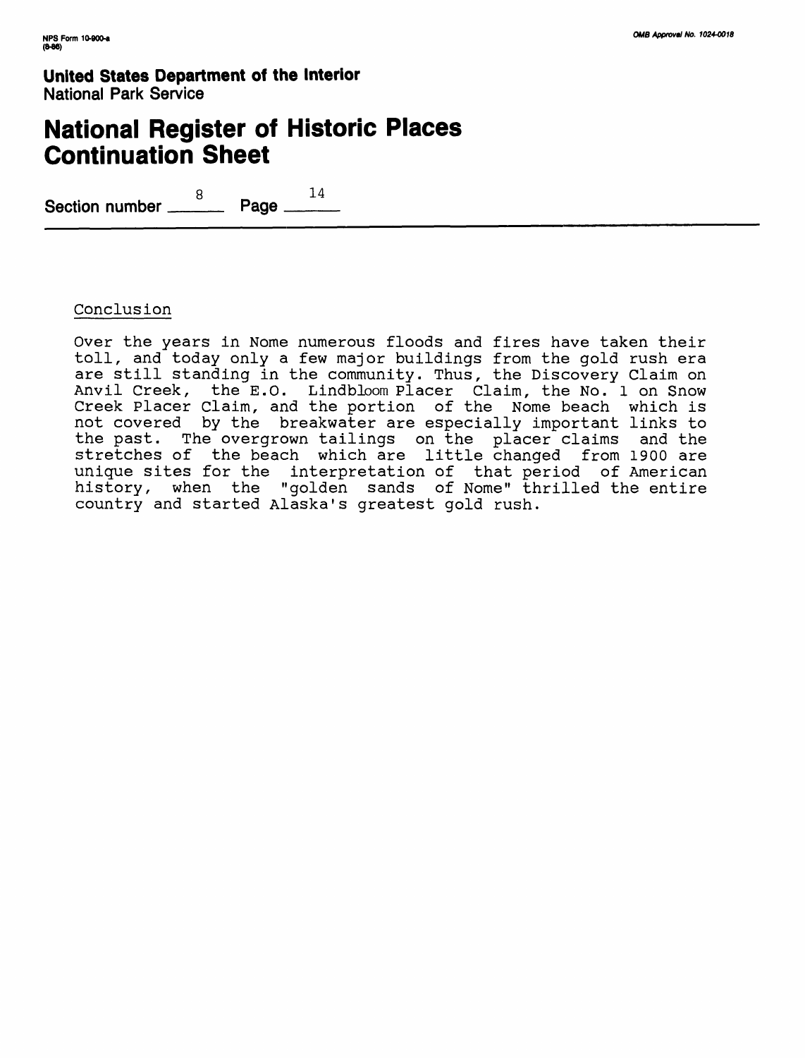# National Register of Historic Places Continuation Sheet

Section number 8 Page 14

## Conclusion

Over the years in Nome numerous floods and fires have taken their toll, and today only a few major buildings from the gold rush era are still standing in the community. Thus, the Discovery Claim on Anvil Creek, the E.O. Lindbloom Placer Claim, the No. 1 on Snow Creek Placer Claim, and the portion of the Nome beach which is not covered by the breakwater are especially important links to the past. The overgrown tailings on the placer claims and the stretches of the beach which are little changed from 1900 are unique sites for the interpretation of that period of American history, when the "golden sands of Nome" thrilled the entire country and started Alaska's greatest gold rush.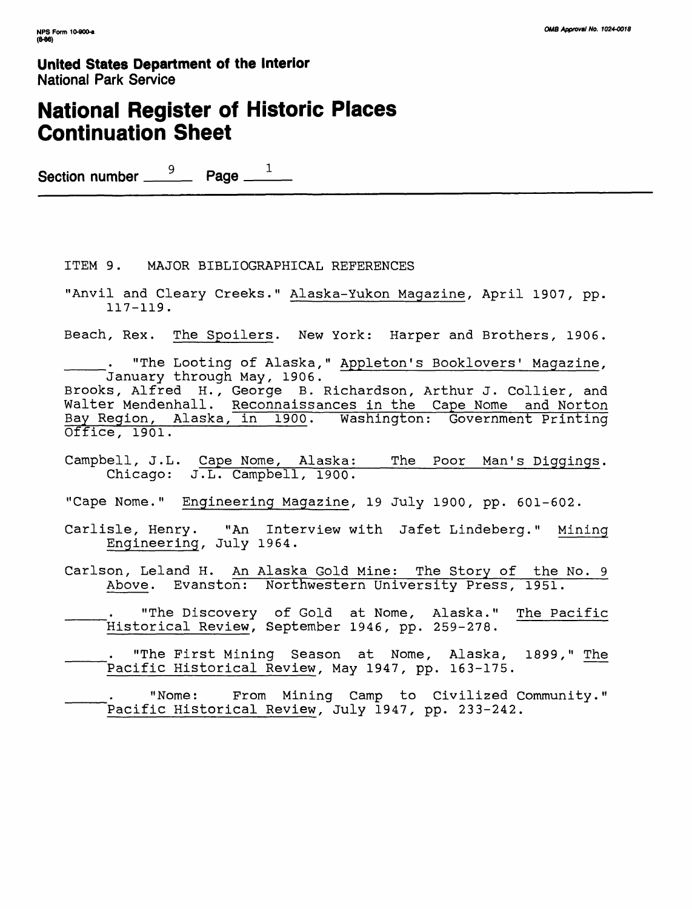**United States Department of the Interior**
National Park Service

# National Register of Historic Places Continuation Sheet

Section number 9 Page 1

ITEM 9. MAJOR BIBLIOGRAPHICAL REFERENCES

"Anvil and Cleary Creeks." Alaska-Yukon Magazine, April 1907, pp. 117-119.

Beach, Rex. The Spoilers. New York: Harper and Brothers, 1906.

_____. "The Looting of Alaska," Appleton's Booklovers' Magazine, January through May, 1906.

Brooks, Alfred H., George B. Richardson, Arthur J. Collier, and Walter Mendenhall. Reconnaissances in the Cape Nome and Norton Bay Region, Alaska, in 1900. Washington: Government Printing Office, 1901.

Campbell, J.L. Cape Nome, Alaska: The Poor Man's Diggings. Chicago: J.L. Campbell, 1900.

"Cape Nome." Engineering Magazine, 19 July 1900, pp. 601-602.

Carlisle, Henry. "An Interview with Jafet Lindeberg." Mining Engineering, July 1964.

Carlson, Leland H. An Alaska Gold Mine: The Story of the No. 9 Above. Evanston: Northwestern University Press, 1951.

_____. "The Discovery of Gold at Nome, Alaska." The Pacific Historical Review, September 1946, pp. 259-278.

_____. "The First Mining Season at Nome, Alaska, 1899," The Pacific Historical Review, May 1947, pp. 163-175.

_____. "Nome: From Mining Camp to Civilized Community." Pacific Historical Review, July 1947, pp. 233-242.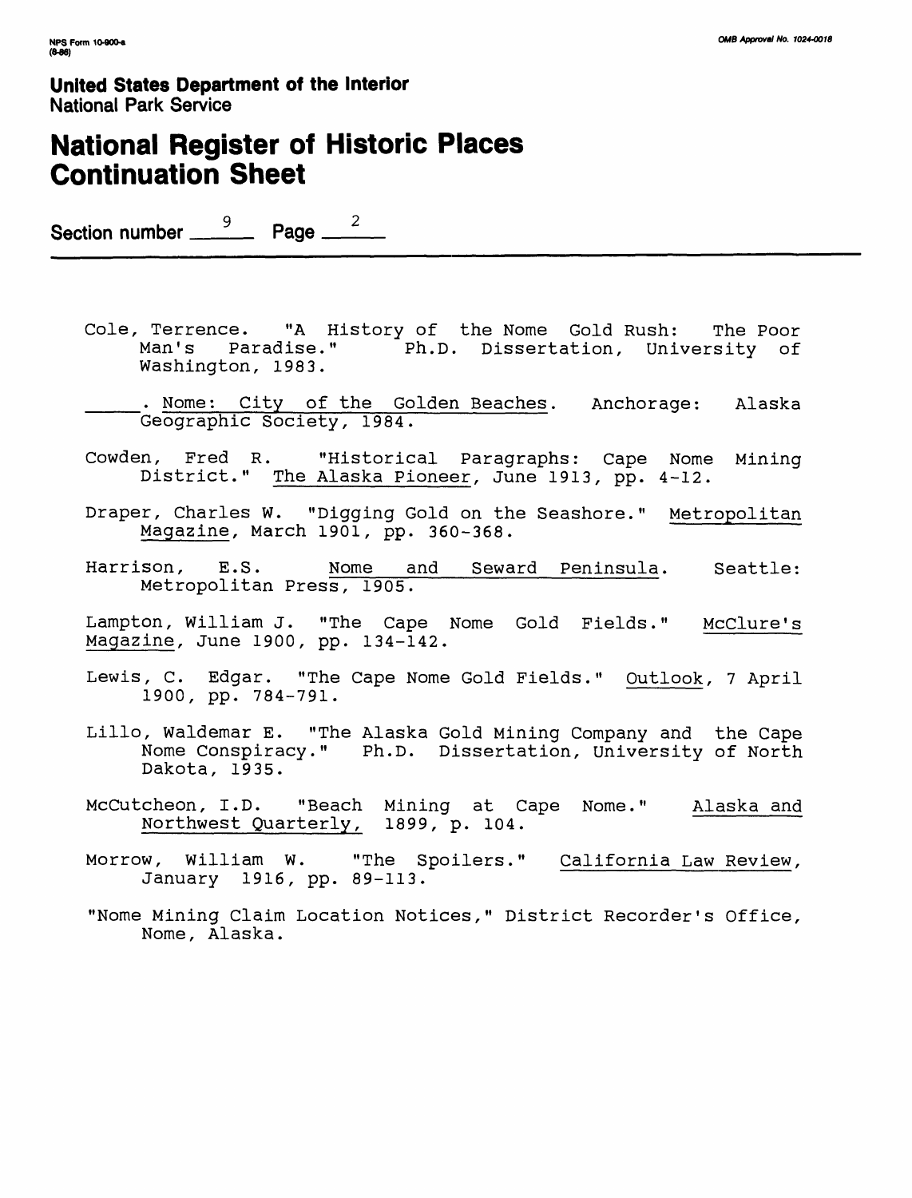Cole, Terrence. "A History of the Nome Gold Rush: The Poor Man's Paradise." Ph.D. Dissertation, University of Washington, 1983.

\_\_\_\_\_. Nome: City of the Golden Beaches. Anchorage: Alaska Geographic Society, 1984.

Cowden, Fred R. "Historical Paragraphs: Cape Nome Mining District." The Alaska Pioneer, June 1913, pp. 4-12.

Draper, Charles W. "Digging Gold on the Seashore." Metropolitan Magazine, March 1901, pp. 360-368.

Harrison, E.S. Nome and Seward Peninsula. Seattle: Metropolitan Press, 1905.

Lampton, William J. "The Cape Nome Gold Fields." McClure's Magazine, June 1900, pp. 134-142.

Lewis, C. Edgar. "The Cape Nome Gold Fields." Outlook, 7 April 1900, pp. 784-791.

Lillo, Waldemar E. "The Alaska Gold Mining Company and the Cape Nome Conspiracy." Ph.D. Dissertation, University of North Dakota, 1935.

McCutcheon, I.D. "Beach Mining at Cape Nome." Alaska and Northwest Quarterly, 1899, p. 104.

Morrow, William W. "The Spoilers." California Law Review, January 1916, pp. 89-113.

"Nome Mining Claim Location Notices," District Recorder's Office, Nome, Alaska.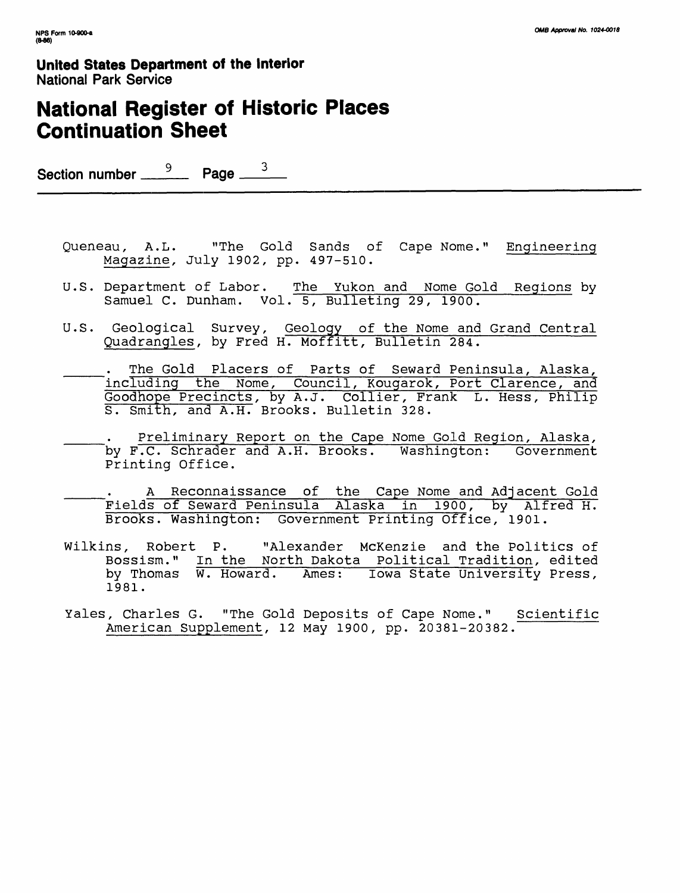NPS Form 10-900-a
(8-86)

OMB Approval No. 1024-0018

**United States Department of the Interior**
National Park Service

# National Register of Historic Places Continuation Sheet

Section number 9 Page 3

---

Queneau, A.L. "The Gold Sands of Cape Nome." Engineering Magazine, July 1902, pp. 497-510.

U.S. Department of Labor. The Yukon and Nome Gold Regions by Samuel C. Dunham. Vol. 5, Bulleting 29, 1900.

U.S. Geological Survey, Geology of the Nome and Grand Central Quadrangles, by Fred H. Moffitt, Bulletin 284.

_____. The Gold Placers of Parts of Seward Peninsula, Alaska, including the Nome, Council, Kougarok, Port Clarence, and Goodhope Precincts, by A.J. Collier, Frank L. Hess, Philip S. Smith, and A.H. Brooks. Bulletin 328.

_____. Preliminary Report on the Cape Nome Gold Region, Alaska, by F.C. Schrader and A.H. Brooks. Washington: Government Printing Office.

_____. A Reconnaissance of the Cape Nome and Adjacent Gold Fields of Seward Peninsula Alaska in 1900, by Alfred H. Brooks. Washington: Government Printing Office, 1901.

Wilkins, Robert P. "Alexander McKenzie and the Politics of Bossism." In the North Dakota Political Tradition, edited by Thomas W. Howard. Ames: Iowa State University Press, 1981.

Yales, Charles G. "The Gold Deposits of Cape Nome." Scientific American Supplement, 12 May 1900, pp. 20381-20382.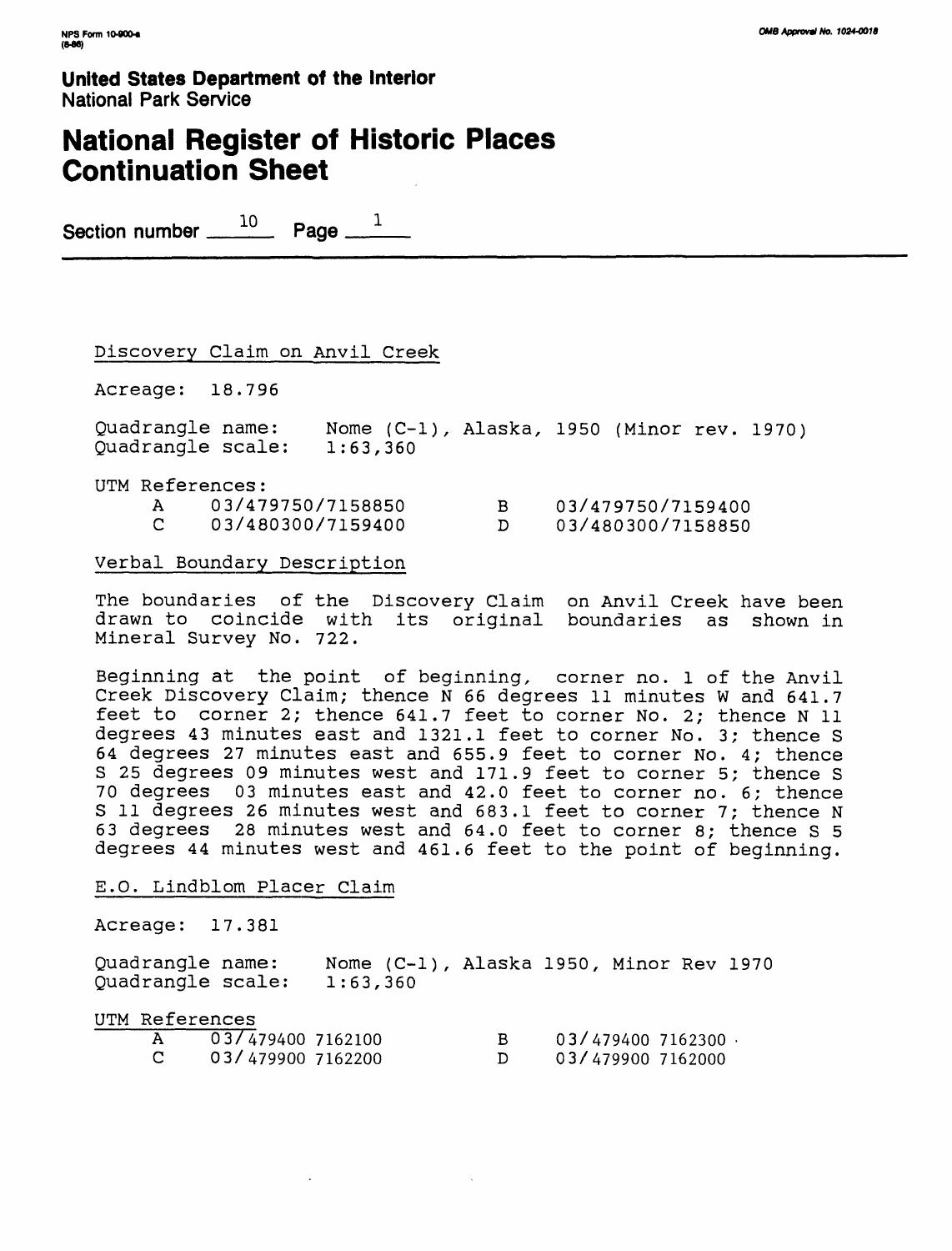United States Department of the Interior
National Park Service

# National Register of Historic Places Continuation Sheet

Section number 10 Page 1

## Discovery Claim on Anvil Creek

Acreage: 18.796

Quadrangle name: Nome (C-1), Alaska, 1950 (Minor rev. 1970)
Quadrangle scale: 1:63,360

UTM References:

| | | | |
|---|---|---|---|
| A | 03/479750/7158850 | B | 03/479750/7159400 |
| C | 03/480300/7159400 | D | 03/480300/7158850 |

### Verbal Boundary Description

The boundaries of the Discovery Claim on Anvil Creek have been drawn to coincide with its original boundaries as shown in Mineral Survey No. 722.

Beginning at the point of beginning, corner no. 1 of the Anvil Creek Discovery Claim; thence N 66 degrees 11 minutes W and 641.7 feet to corner 2; thence 641.7 feet to corner No. 2; thence N 11 degrees 43 minutes east and 1321.1 feet to corner No. 3; thence S 64 degrees 27 minutes east and 655.9 feet to corner No. 4; thence S 25 degrees 09 minutes west and 171.9 feet to corner 5; thence S 70 degrees 03 minutes east and 42.0 feet to corner no. 6; thence S 11 degrees 26 minutes west and 683.1 feet to corner 7; thence N 63 degrees 28 minutes west and 64.0 feet to corner 8; thence S 5 degrees 44 minutes west and 461.6 feet to the point of beginning.

## E.O. Lindblom Placer Claim

Acreage: 17.381

Quadrangle name: Nome (C-1), Alaska 1950, Minor Rev 1970
Quadrangle scale: 1:63,360

UTM References

| | | | |
|---|---|---|---|
| A | 03/479400 7162100 | B | 03/479400 7162300 |
| C | 03/479900 7162200 | D | 03/479900 7162000 |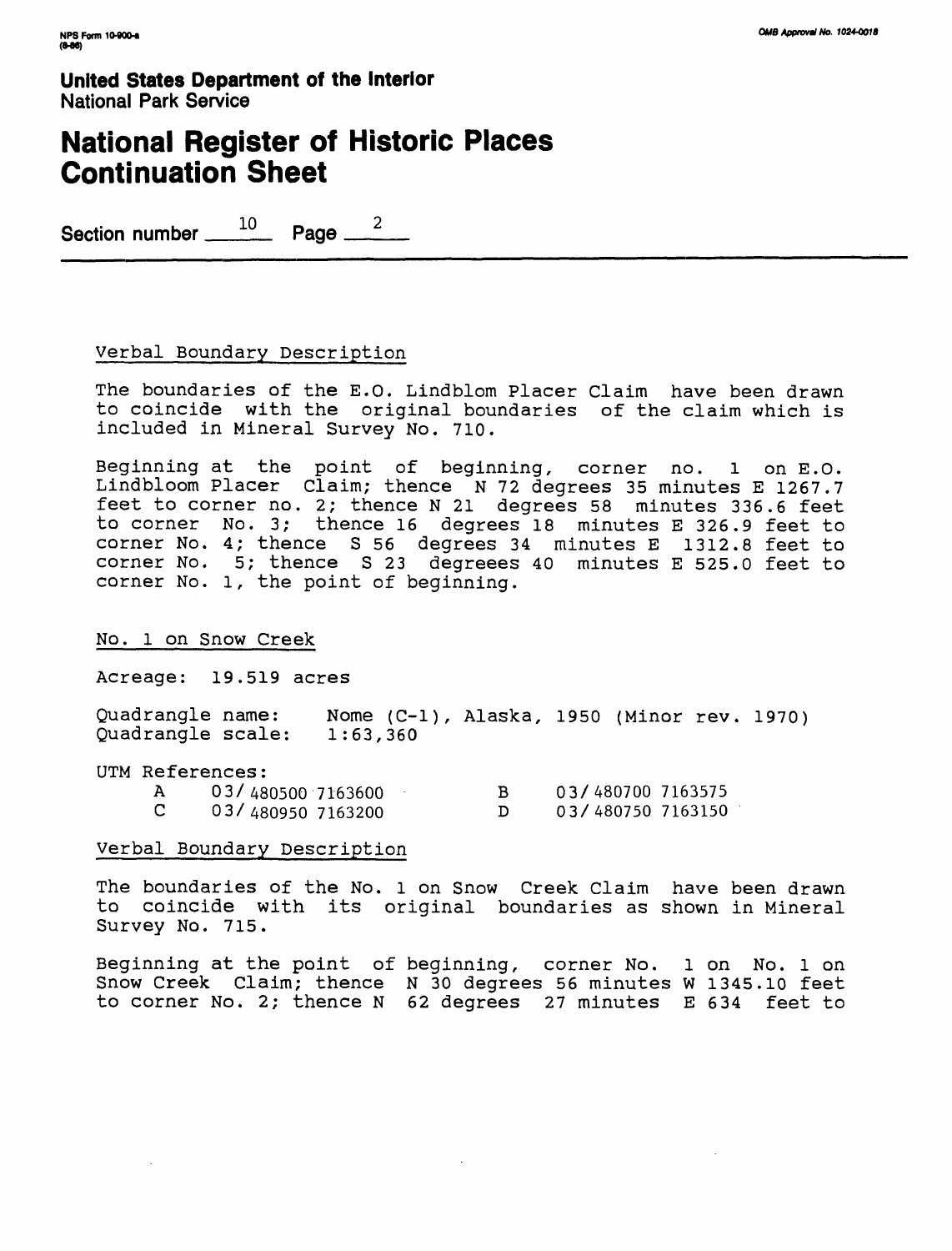**United States Department of the Interior**
National Park Service

# National Register of Historic Places Continuation Sheet

Section number 10 Page 2

Verbal Boundary Description

The boundaries of the E.O. Lindblom Placer Claim have been drawn to coincide with the original boundaries of the claim which is included in Mineral Survey No. 710.

Beginning at the point of beginning, corner no. 1 on E.O. Lindbloom Placer Claim; thence N 72 degrees 35 minutes E 1267.7 feet to corner no. 2; thence N 21 degrees 58 minutes 336.6 feet to corner No. 3; thence 16 degrees 18 minutes E 326.9 feet to corner No. 4; thence S 56 degrees 34 minutes E 1312.8 feet to corner No. 5; thence S 23 degreees 40 minutes E 525.0 feet to corner No. 1, the point of beginning.

No. 1 on Snow Creek

Acreage: 19.519 acres

Quadrangle name: Nome (C-1), Alaska, 1950 (Minor rev. 1970)
Quadrangle scale: 1:63,360

UTM References:

| | | | |
|---|---|---|---|
| A | 03/ 480500 7163600 | B | 03/ 480700 7163575 |
| C | 03/ 480950 7163200 | D | 03/ 480750 7163150 |

Verbal Boundary Description

The boundaries of the No. 1 on Snow Creek Claim have been drawn to coincide with its original boundaries as shown in Mineral Survey No. 715.

Beginning at the point of beginning, corner No. 1 on No. 1 on Snow Creek Claim; thence N 30 degrees 56 minutes W 1345.10 feet to corner No. 2; thence N 62 degrees 27 minutes E 634 feet to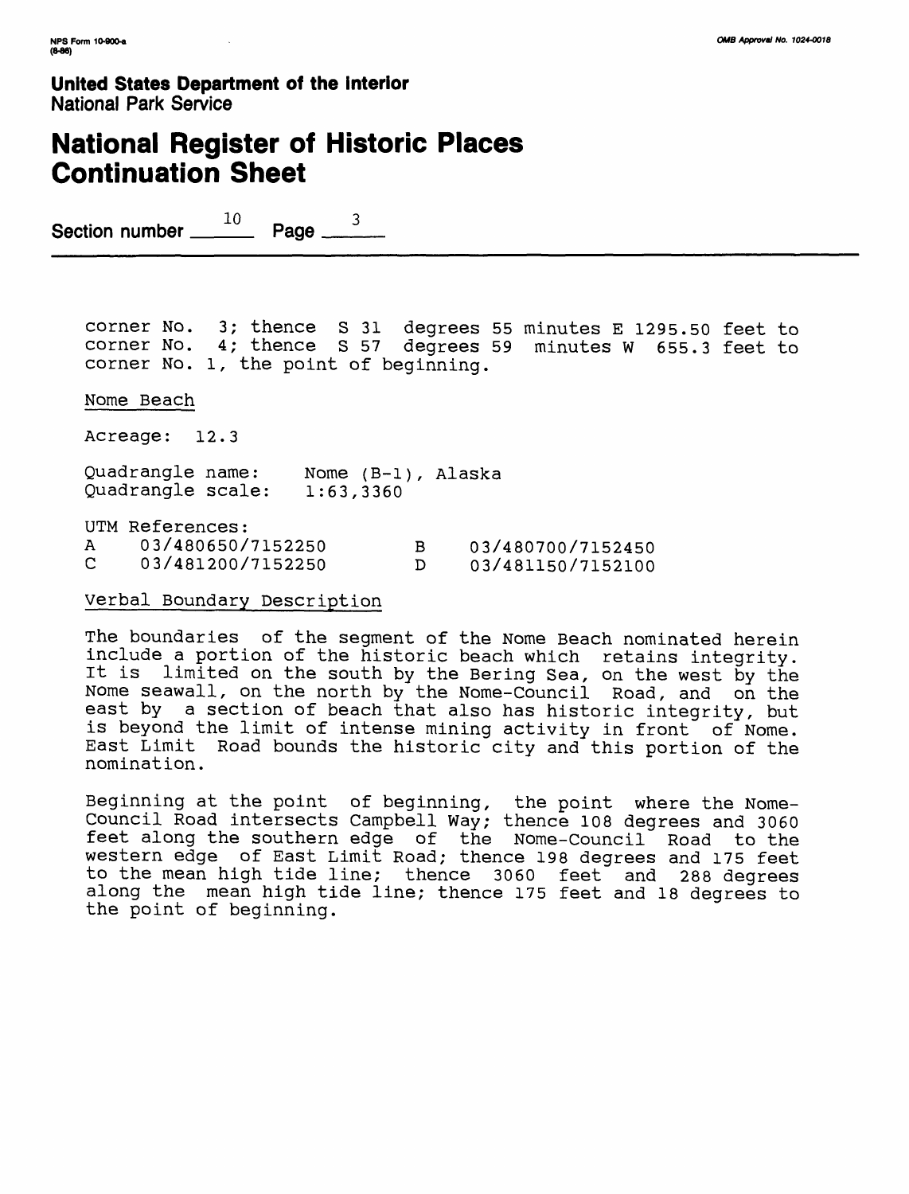# National Register of Historic Places Continuation Sheet

Section number 10 Page 3

corner No. 3; thence S 31 degrees 55 minutes E 1295.50 feet to corner No. 4; thence S 57 degrees 59 minutes W 655.3 feet to corner No. 1, the point of beginning.

Nome Beach

Acreage: 12.3

Quadrangle name: Nome (B-1), Alaska
Quadrangle scale: 1:63,3360

UTM References:

| | | | |
|---|---|---|---|
| A | 03/480650/7152250 | B | 03/480700/7152450 |
| C | 03/481200/7152250 | D | 03/481150/7152100 |

Verbal Boundary Description

The boundaries of the segment of the Nome Beach nominated herein include a portion of the historic beach which retains integrity. It is limited on the south by the Bering Sea, on the west by the Nome seawall, on the north by the Nome-Council Road, and on the east by a section of beach that also has historic integrity, but is beyond the limit of intense mining activity in front of Nome. East Limit Road bounds the historic city and this portion of the nomination.

Beginning at the point of beginning, the point where the Nome-Council Road intersects Campbell Way; thence 108 degrees and 3060 feet along the southern edge of the Nome-Council Road to the western edge of East Limit Road; thence 198 degrees and 175 feet to the mean high tide line; thence 3060 feet and 288 degrees along the mean high tide line; thence 175 feet and 18 degrees to the point of beginning.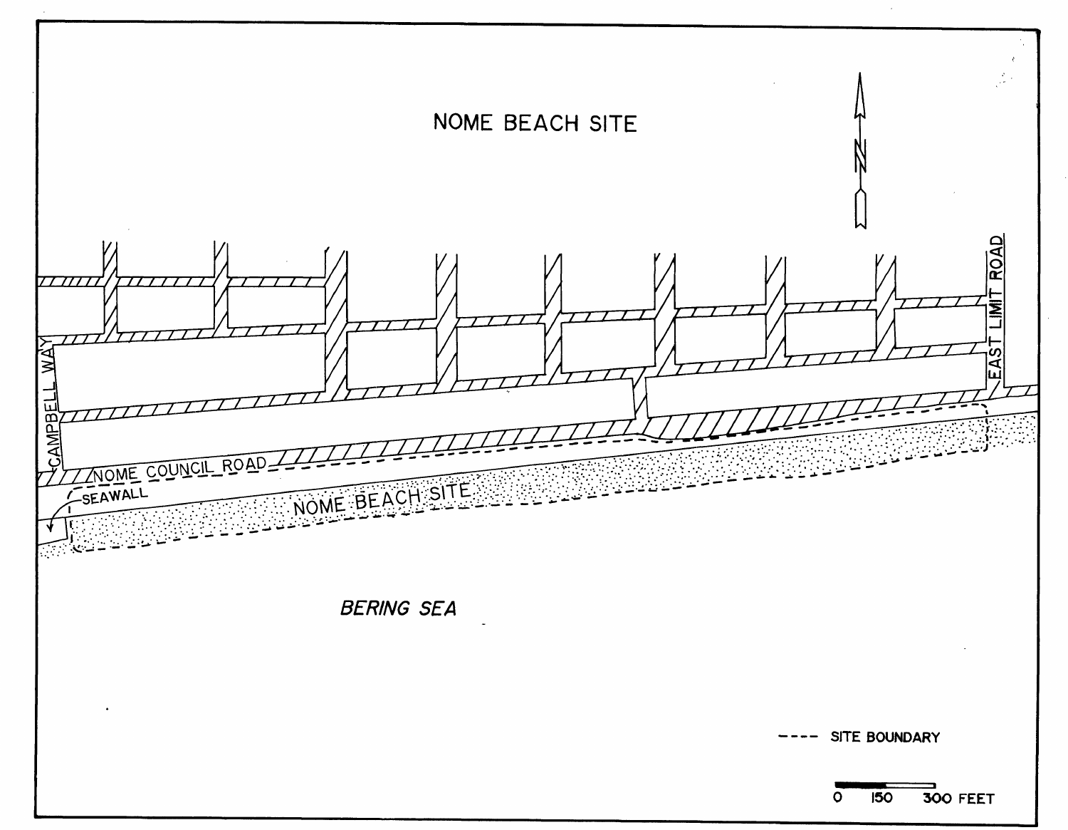NOME BEACH SITE

CAMPBELL WAY

EAST LIMIT ROAD

NOME COUNCIL ROAD

SEAWALL

NOME BEACH SITE

*BERING SEA*

---- SITE BOUNDARY

0 150 300 FEET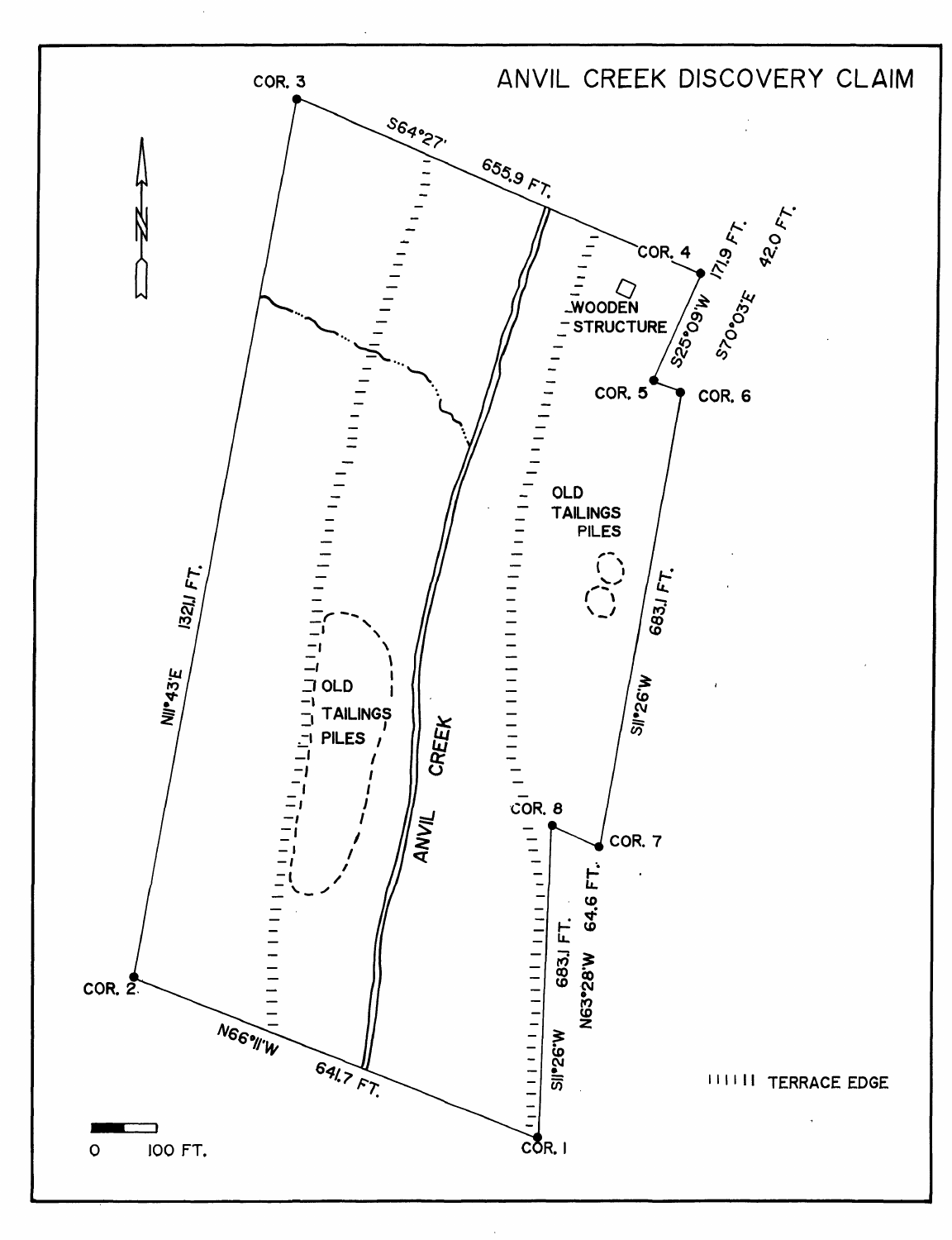# ANVIL CREEK DISCOVERY CLAIM

COR. 3

S64°27'

655.9 FT.

COR. 4

171.9 FT.

S25°09'W

42.0 FT.

S70°03'E

WOODEN STRUCTURE

COR. 5

COR. 6

OLD TAILINGS PILES

683.1 FT.

S11°26'W

1321.1 FT.

N11°43'E

OLD TAILINGS PILES

ANVIL CREEK

COR. 8

COR. 7

64.6 FT.

N63°28'W

683.1 FT.

S11°26'W

COR. 2

N66°11'W

641.7 FT.

COR. 1

TERRACE EDGE

0 100 FT.